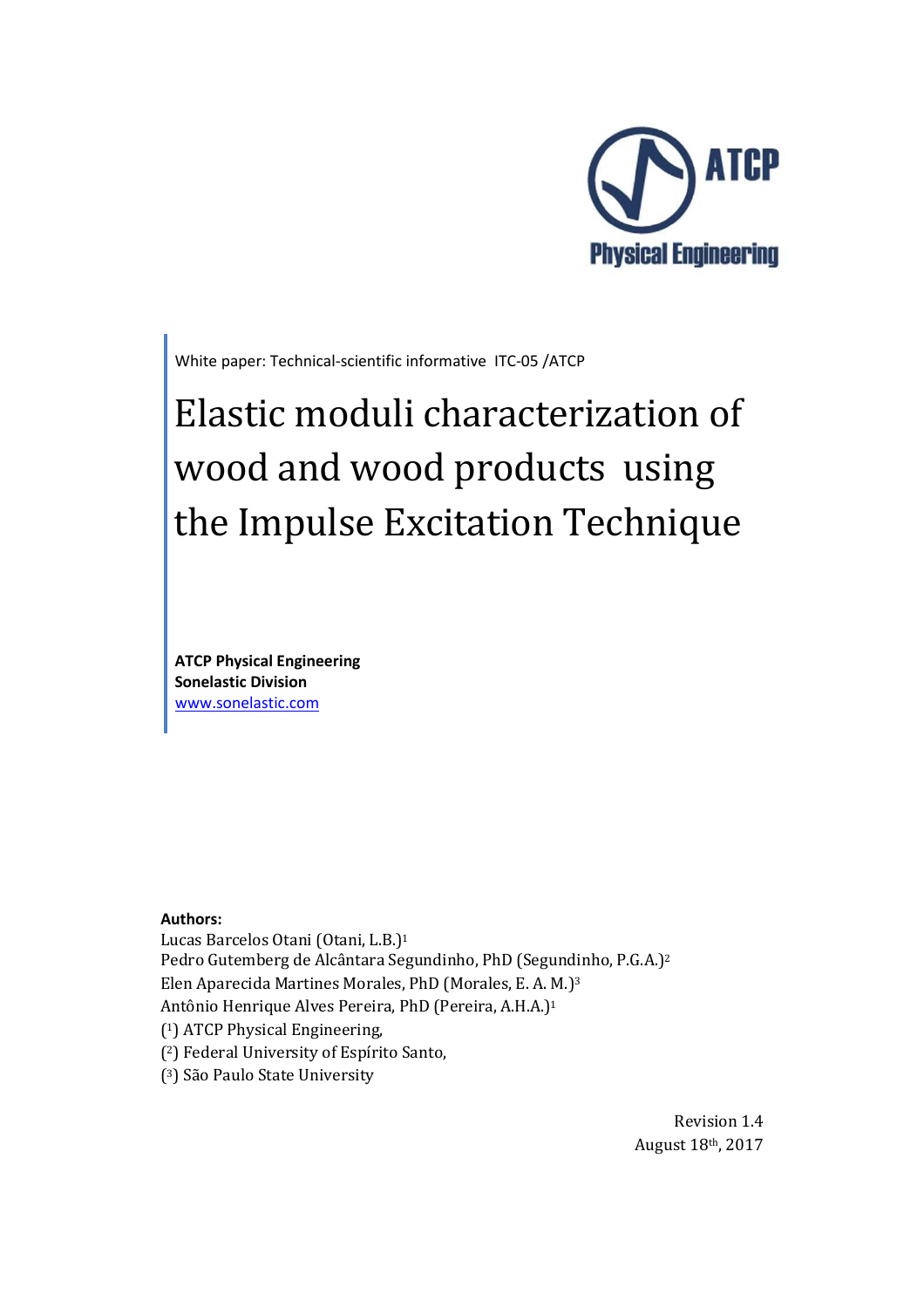ATCP
Physical Engineering

White paper: Technical-scientific informative ITC-05 /ATCP

# Elastic moduli characterization of wood and wood products using the Impulse Excitation Technique

**ATCP Physical Engineering**
**Sonelastic Division**
www.sonelastic.com

**Authors:**
Lucas Barcelos Otani (Otani, L.B.)[1]
Pedro Gutemberg de Alcântara Segundinho, PhD (Segundinho, P.G.A.)[2]
Elen Aparecida Martines Morales, PhD (Morales, E. A. M.)[3]
Antônio Henrique Alves Pereira, PhD (Pereira, A.H.A.)[1]
([1]) ATCP Physical Engineering,
([2]) Federal University of Espírito Santo,
([3]) São Paulo State University

Revision 1.4
August 18th, 2017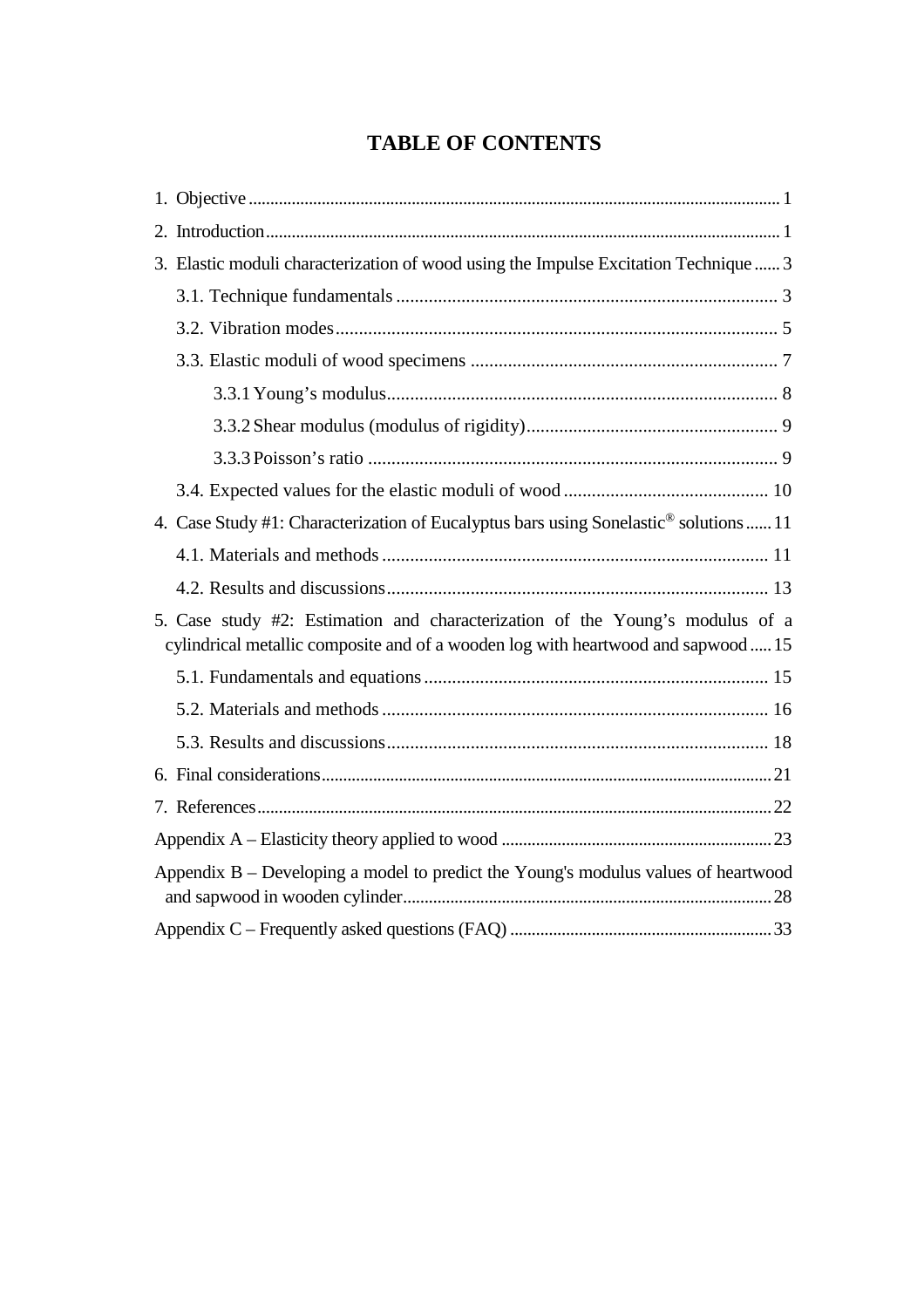# TABLE OF CONTENTS

1. Objective ..... 1
2. Introduction ..... 1
3. Elastic moduli characterization of wood using the Impulse Excitation Technique ..... 3
   - 3.1. Technique fundamentals ..... 3
   - 3.2. Vibration modes ..... 5
   - 3.3. Elastic moduli of wood specimens ..... 7
     - 3.3.1 Young's modulus ..... 8
     - 3.3.2 Shear modulus (modulus of rigidity) ..... 9
     - 3.3.3 Poisson's ratio ..... 9
   - 3.4. Expected values for the elastic moduli of wood ..... 10
4. Case Study #1: Characterization of Eucalyptus bars using Sonelastic® solutions ..... 11
   - 4.1. Materials and methods ..... 11
   - 4.2. Results and discussions ..... 13
5. Case study #2: Estimation and characterization of the Young's modulus of a cylindrical metallic composite and of a wooden log with heartwood and sapwood ..... 15
   - 5.1. Fundamentals and equations ..... 15
   - 5.2. Materials and methods ..... 16
   - 5.3. Results and discussions ..... 18
6. Final considerations ..... 21
7. References ..... 22

Appendix A – Elasticity theory applied to wood ..... 23

Appendix B – Developing a model to predict the Young's modulus values of heartwood and sapwood in wooden cylinder ..... 28

Appendix C – Frequently asked questions (FAQ) ..... 33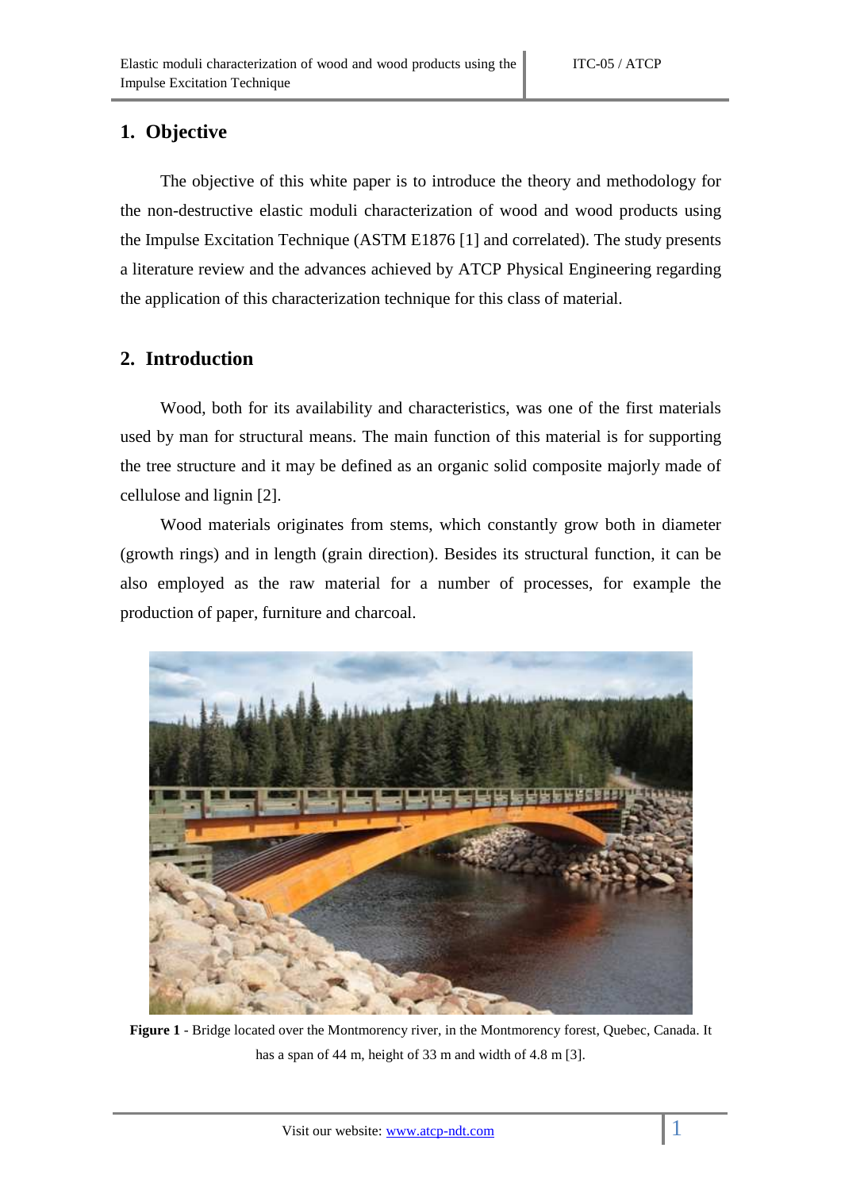## 1. Objective

The objective of this white paper is to introduce the theory and methodology for the non-destructive elastic moduli characterization of wood and wood products using the Impulse Excitation Technique (ASTM E1876 [1] and correlated). The study presents a literature review and the advances achieved by ATCP Physical Engineering regarding the application of this characterization technique for this class of material.

## 2. Introduction

Wood, both for its availability and characteristics, was one of the first materials used by man for structural means. The main function of this material is for supporting the tree structure and it may be defined as an organic solid composite majorly made of cellulose and lignin [2].

Wood materials originates from stems, which constantly grow both in diameter (growth rings) and in length (grain direction). Besides its structural function, it can be also employed as the raw material for a number of processes, for example the production of paper, furniture and charcoal.

**Figure 1** - Bridge located over the Montmorency river, in the Montmorency forest, Quebec, Canada. It has a span of 44 m, height of 33 m and width of 4.8 m [3].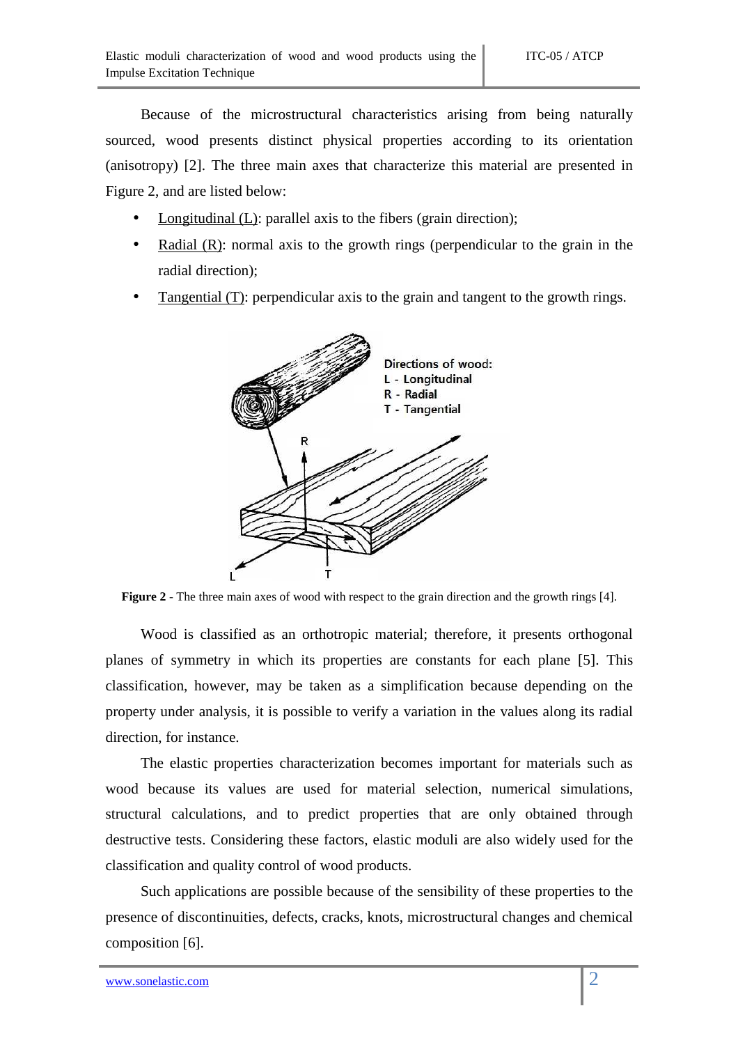Because of the microstructural characteristics arising from being naturally sourced, wood presents distinct physical properties according to its orientation (anisotropy) [2]. The three main axes that characterize this material are presented in Figure 2, and are listed below:

- Longitudinal (L): parallel axis to the fibers (grain direction);
- Radial (R): normal axis to the growth rings (perpendicular to the grain in the radial direction);
- Tangential (T): perpendicular axis to the grain and tangent to the growth rings.

**Figure 2** - The three main axes of wood with respect to the grain direction and the growth rings [4].

Wood is classified as an orthotropic material; therefore, it presents orthogonal planes of symmetry in which its properties are constants for each plane [5]. This classification, however, may be taken as a simplification because depending on the property under analysis, it is possible to verify a variation in the values along its radial direction, for instance.

The elastic properties characterization becomes important for materials such as wood because its values are used for material selection, numerical simulations, structural calculations, and to predict properties that are only obtained through destructive tests. Considering these factors, elastic moduli are also widely used for the classification and quality control of wood products.

Such applications are possible because of the sensibility of these properties to the presence of discontinuities, defects, cracks, knots, microstructural changes and chemical composition [6].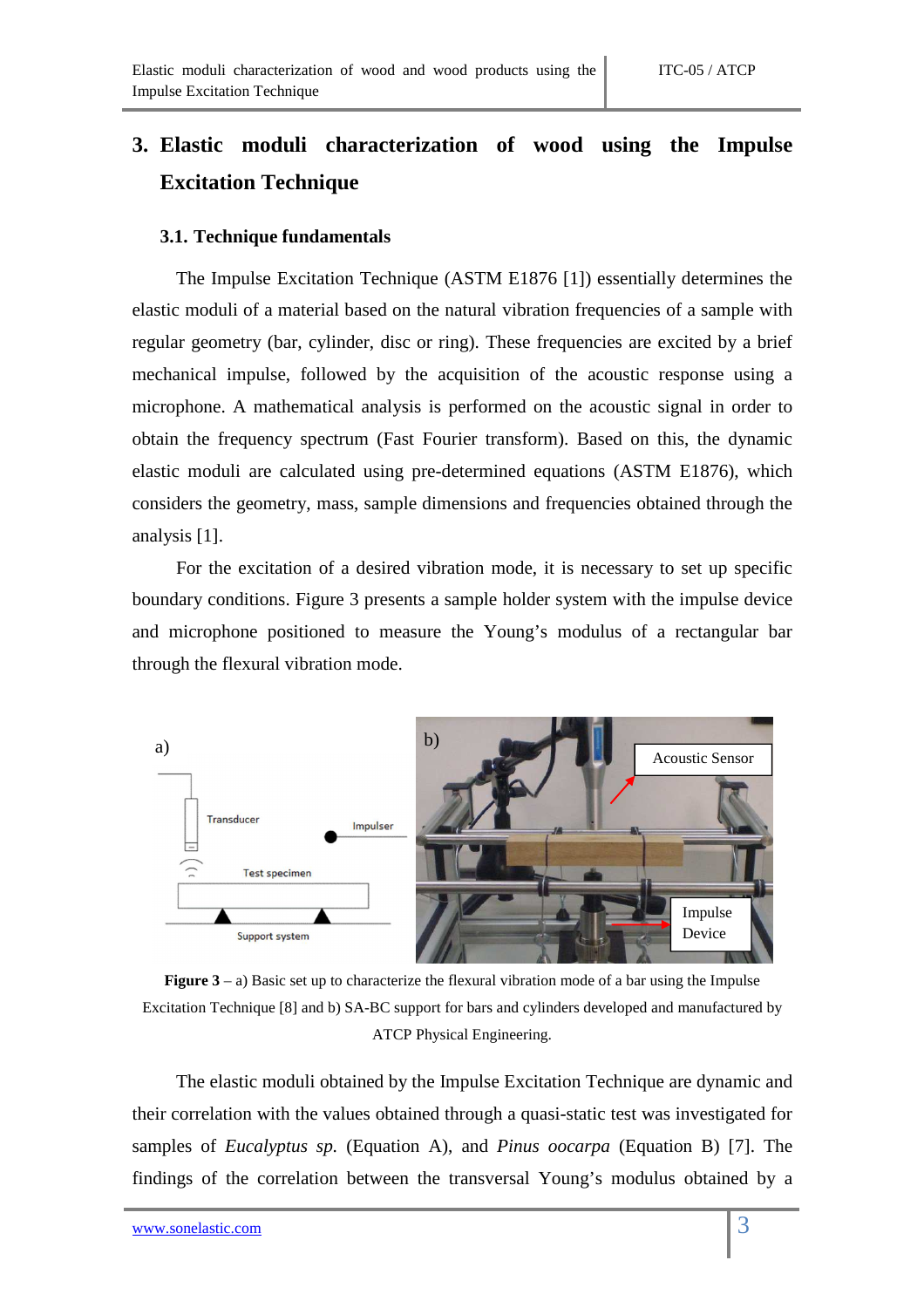# 3. Elastic moduli characterization of wood using the Impulse Excitation Technique

## 3.1. Technique fundamentals

The Impulse Excitation Technique (ASTM E1876 [1]) essentially determines the elastic moduli of a material based on the natural vibration frequencies of a sample with regular geometry (bar, cylinder, disc or ring). These frequencies are excited by a brief mechanical impulse, followed by the acquisition of the acoustic response using a microphone. A mathematical analysis is performed on the acoustic signal in order to obtain the frequency spectrum (Fast Fourier transform). Based on this, the dynamic elastic moduli are calculated using pre-determined equations (ASTM E1876), which considers the geometry, mass, sample dimensions and frequencies obtained through the analysis [1].

For the excitation of a desired vibration mode, it is necessary to set up specific boundary conditions. Figure 3 presents a sample holder system with the impulse device and microphone positioned to measure the Young's modulus of a rectangular bar through the flexural vibration mode.

**Figure 3** – a) Basic set up to characterize the flexural vibration mode of a bar using the Impulse Excitation Technique [8] and b) SA-BC support for bars and cylinders developed and manufactured by ATCP Physical Engineering.

The elastic moduli obtained by the Impulse Excitation Technique are dynamic and their correlation with the values obtained through a quasi-static test was investigated for samples of *Eucalyptus sp.* (Equation A), and *Pinus oocarpa* (Equation B) [7]. The findings of the correlation between the transversal Young's modulus obtained by a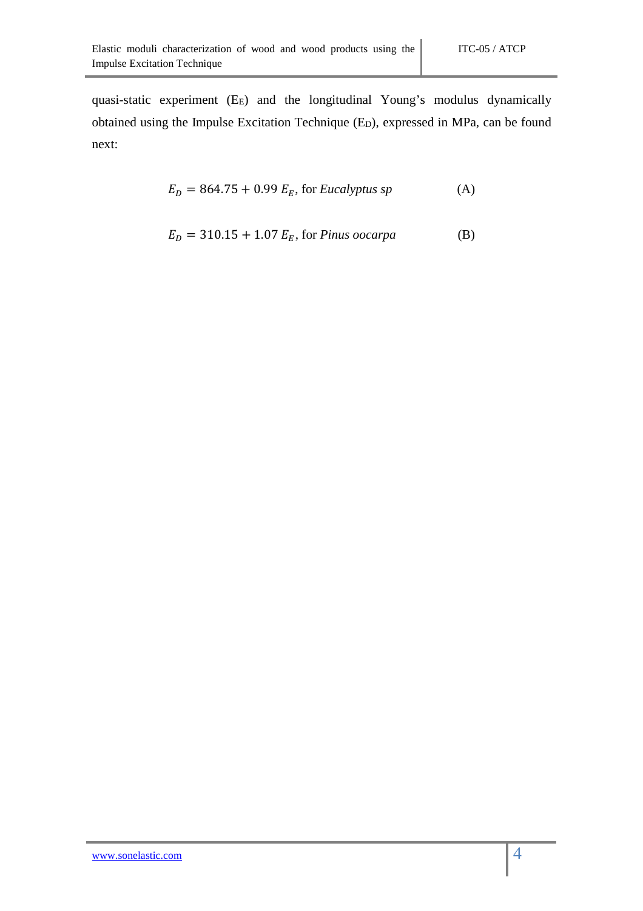quasi-static experiment ($E_E$) and the longitudinal Young's modulus dynamically obtained using the Impulse Excitation Technique ($E_D$), expressed in MPa, can be found next:

$$E_D = 864.75 + 0.99\ E_E, \text{ for } \textit{Eucalyptus sp} \qquad \text{(A)}$$

$$E_D = 310.15 + 1.07\ E_E, \text{ for } \textit{Pinus oocarpa} \qquad \text{(B)}$$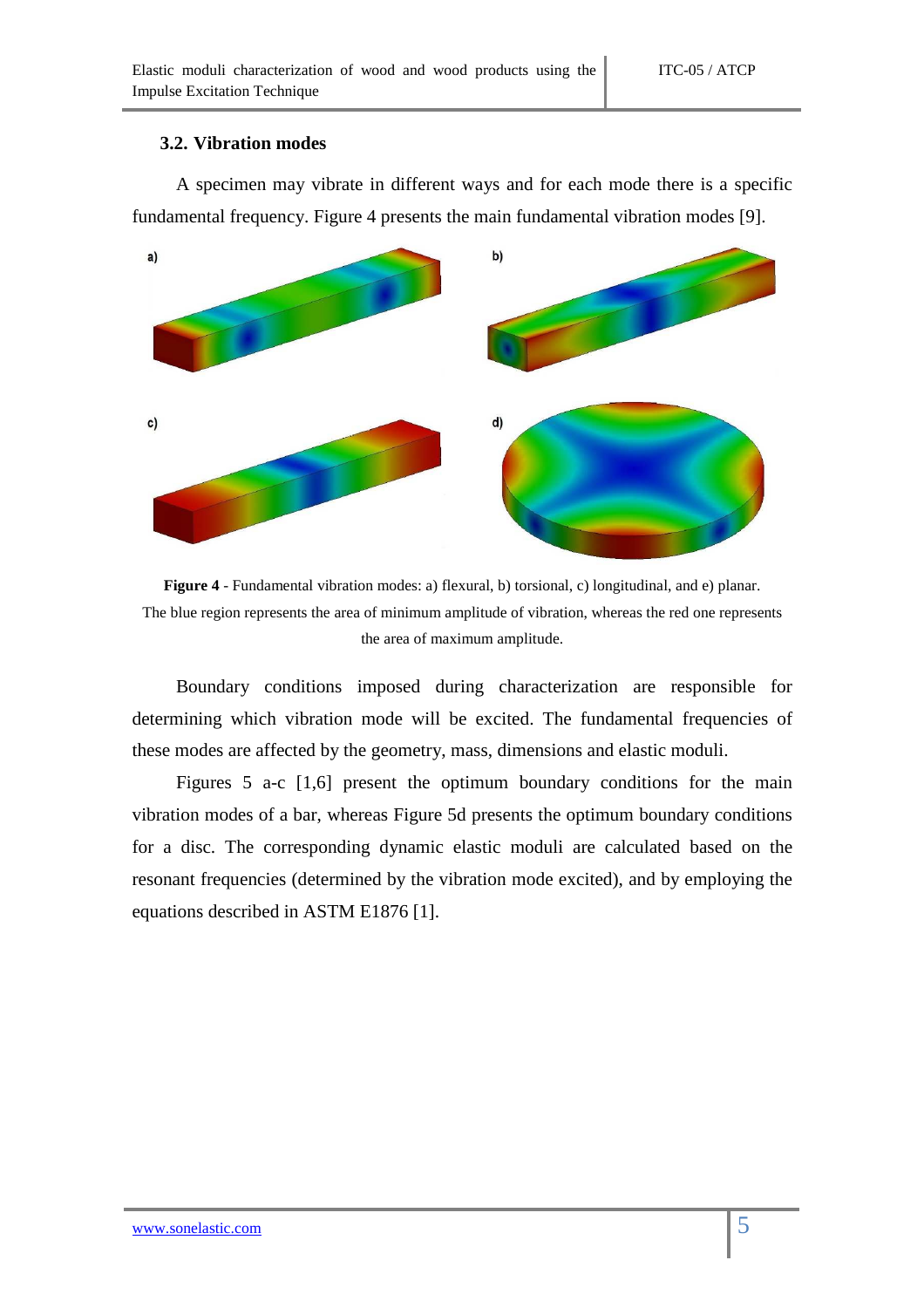### 3.2. Vibration modes

A specimen may vibrate in different ways and for each mode there is a specific fundamental frequency. Figure 4 presents the main fundamental vibration modes [9].

**Figure 4** - Fundamental vibration modes: a) flexural, b) torsional, c) longitudinal, and e) planar. The blue region represents the area of minimum amplitude of vibration, whereas the red one represents the area of maximum amplitude.

Boundary conditions imposed during characterization are responsible for determining which vibration mode will be excited. The fundamental frequencies of these modes are affected by the geometry, mass, dimensions and elastic moduli.

Figures 5 a-c [1,6] present the optimum boundary conditions for the main vibration modes of a bar, whereas Figure 5d presents the optimum boundary conditions for a disc. The corresponding dynamic elastic moduli are calculated based on the resonant frequencies (determined by the vibration mode excited), and by employing the equations described in ASTM E1876 [1].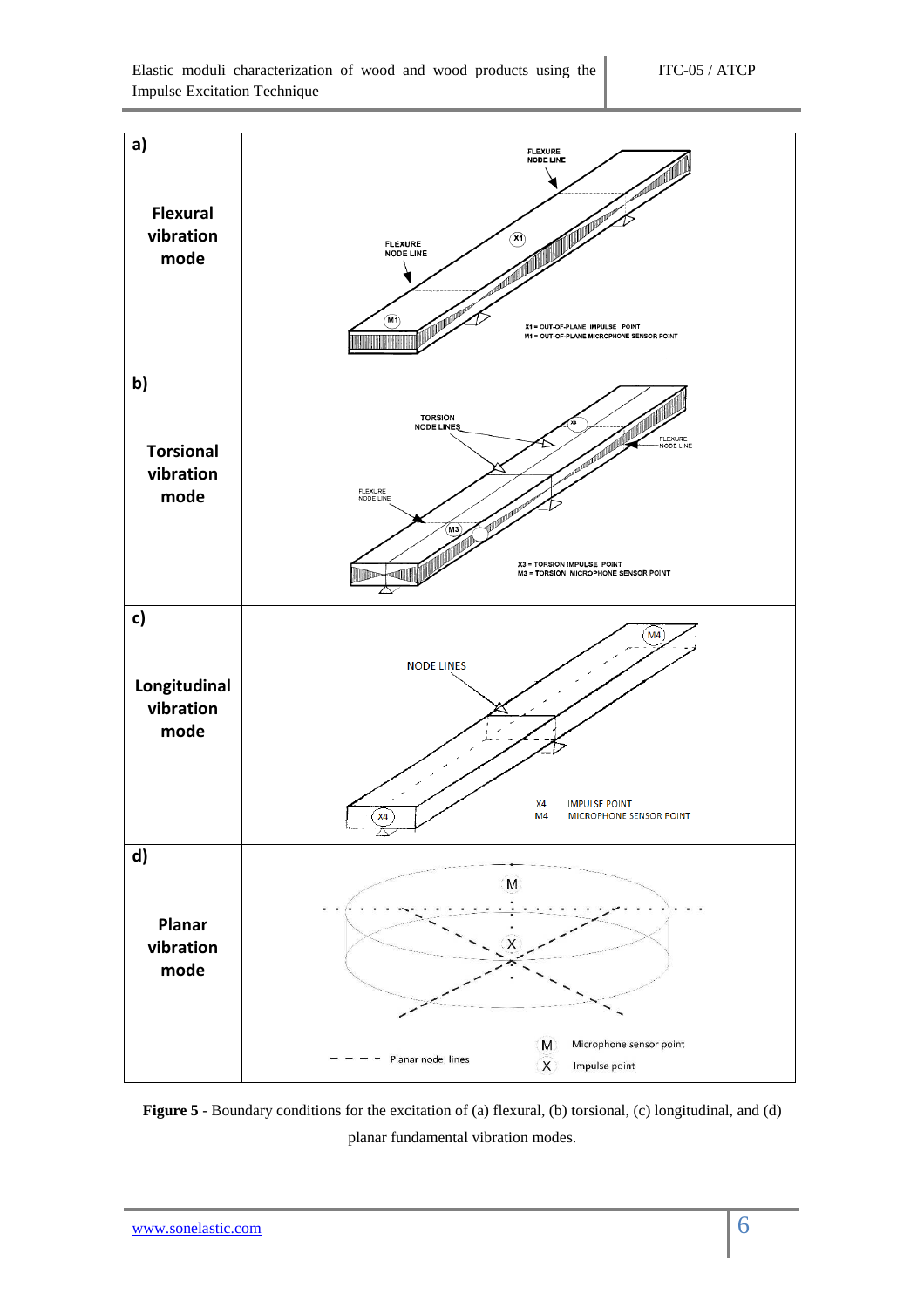| | |
|---|---|
| **a)** Flexural vibration mode | FLEXURE NODE LINE; FLEXURE NODE LINE; X1; M1; X1 = OUT-OF-PLANE IMPULSE POINT; M1 = OUT-OF-PLANE MICROPHONE SENSOR POINT |
| **b)** Torsional vibration mode | TORSION NODE LINES; X3; FLEXURE NODE LINE; FLEXURE NODE LINE; M3; X3 = TORSION IMPULSE POINT; M3 = TORSION MICROPHONE SENSOR POINT |
| **c)** Longitudinal vibration mode | M4; NODE LINES; X4; X4 IMPULSE POINT; M4 MICROPHONE SENSOR POINT |
| **d)** Planar vibration mode | M; X; Planar node lines; M Microphone sensor point; X Impulse point |

**Figure 5** - Boundary conditions for the excitation of (a) flexural, (b) torsional, (c) longitudinal, and (d) planar fundamental vibration modes.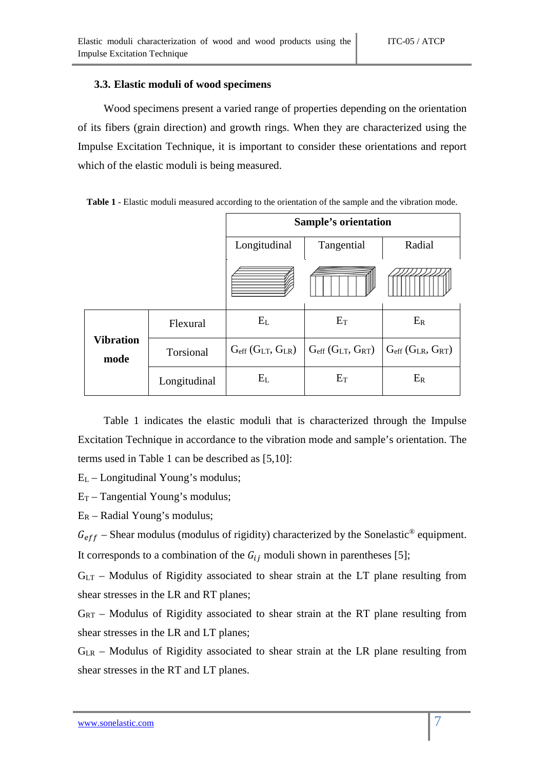### 3.3. Elastic moduli of wood specimens

Wood specimens present a varied range of properties depending on the orientation of its fibers (grain direction) and growth rings. When they are characterized using the Impulse Excitation Technique, it is important to consider these orientations and report which of the elastic moduli is being measured.

**Table 1** - Elastic moduli measured according to the orientation of the sample and the vibration mode.

| | | **Sample's orientation** | | |
|---|---|---|---|---|
| | | Longitudinal | Tangential | Radial |
| **Vibration mode** | Flexural | $E_L$ | $E_T$ | $E_R$ |
| | Torsional | $G_{eff}$ ($G_{LT}$, $G_{LR}$) | $G_{eff}$ ($G_{LT}$, $G_{RT}$) | $G_{eff}$ ($G_{LR}$, $G_{RT}$) |
| | Longitudinal | $E_L$ | $E_T$ | $E_R$ |

Table 1 indicates the elastic moduli that is characterized through the Impulse Excitation Technique in accordance to the vibration mode and sample's orientation. The terms used in Table 1 can be described as [5,10]:

$E_L$ – Longitudinal Young's modulus;

$E_T$ – Tangential Young's modulus;

$E_R$ – Radial Young's modulus;

$G_{eff}$ – Shear modulus (modulus of rigidity) characterized by the Sonelastic® equipment. It corresponds to a combination of the $G_{ij}$ moduli shown in parentheses [5];

$G_{LT}$ – Modulus of Rigidity associated to shear strain at the LT plane resulting from shear stresses in the LR and RT planes;

$G_{RT}$ – Modulus of Rigidity associated to shear strain at the RT plane resulting from shear stresses in the LR and LT planes;

$G_{LR}$ – Modulus of Rigidity associated to shear strain at the LR plane resulting from shear stresses in the RT and LT planes.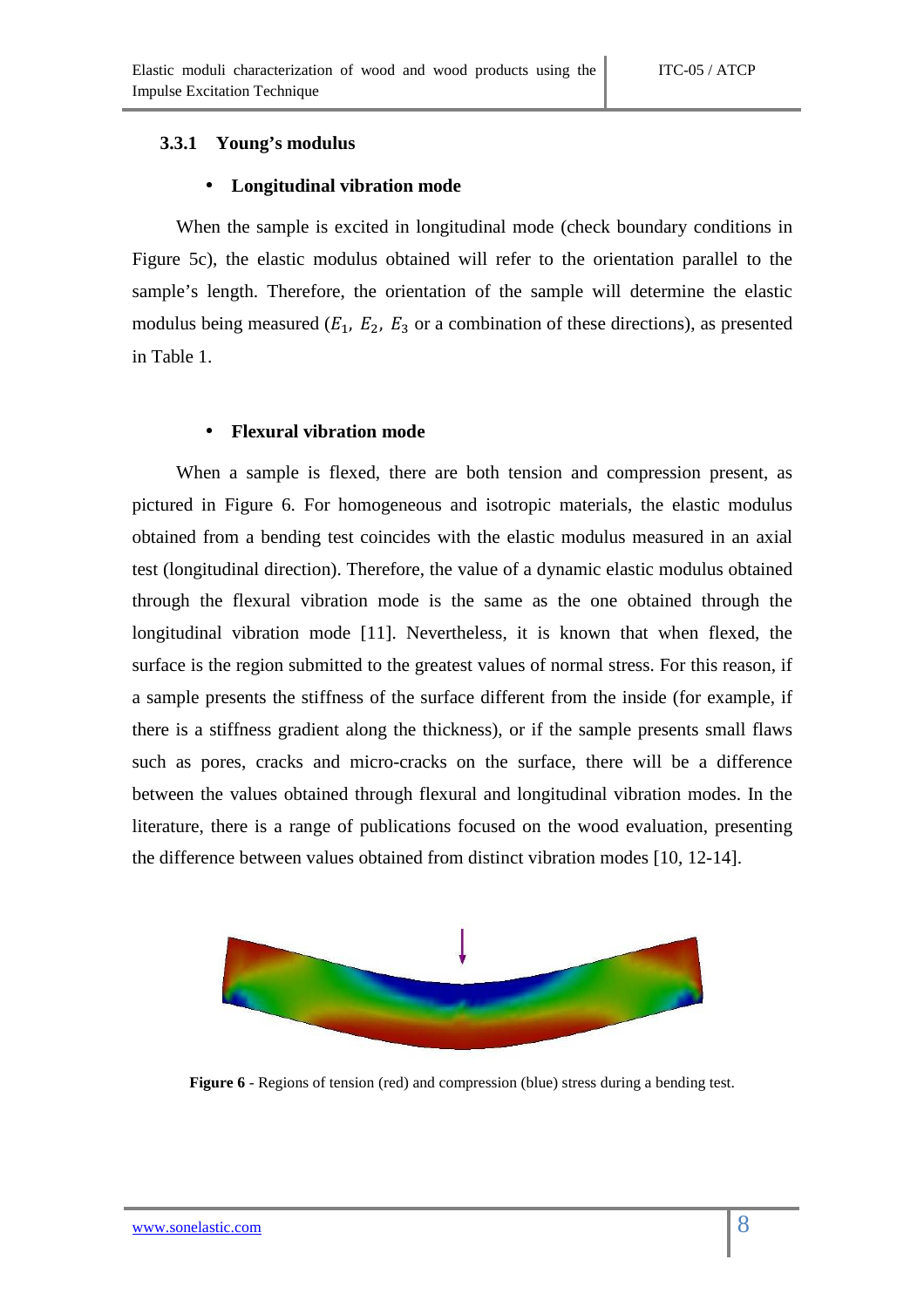### 3.3.1 Young's modulus

- **Longitudinal vibration mode**

When the sample is excited in longitudinal mode (check boundary conditions in Figure 5c), the elastic modulus obtained will refer to the orientation parallel to the sample's length. Therefore, the orientation of the sample will determine the elastic modulus being measured ($E_1$, $E_2$, $E_3$ or a combination of these directions), as presented in Table 1.

- **Flexural vibration mode**

When a sample is flexed, there are both tension and compression present, as pictured in Figure 6. For homogeneous and isotropic materials, the elastic modulus obtained from a bending test coincides with the elastic modulus measured in an axial test (longitudinal direction). Therefore, the value of a dynamic elastic modulus obtained through the flexural vibration mode is the same as the one obtained through the longitudinal vibration mode [11]. Nevertheless, it is known that when flexed, the surface is the region submitted to the greatest values of normal stress. For this reason, if a sample presents the stiffness of the surface different from the inside (for example, if there is a stiffness gradient along the thickness), or if the sample presents small flaws such as pores, cracks and micro-cracks on the surface, there will be a difference between the values obtained through flexural and longitudinal vibration modes. In the literature, there is a range of publications focused on the wood evaluation, presenting the difference between values obtained from distinct vibration modes [10, 12-14].

**Figure 6** - Regions of tension (red) and compression (blue) stress during a bending test.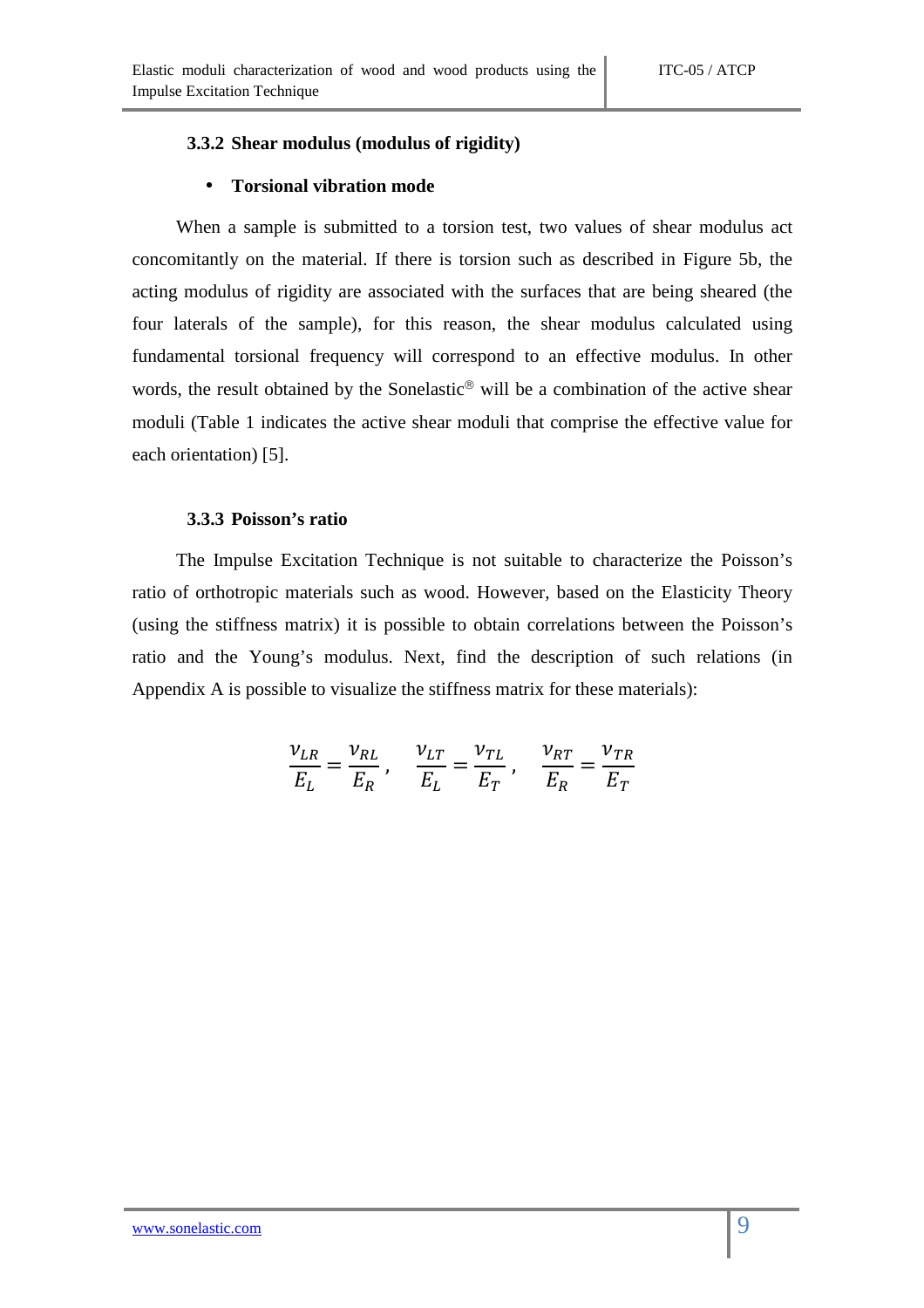### 3.3.2 Shear modulus (modulus of rigidity)

- **Torsional vibration mode**

When a sample is submitted to a torsion test, two values of shear modulus act concomitantly on the material. If there is torsion such as described in Figure 5b, the acting modulus of rigidity are associated with the surfaces that are being sheared (the four laterals of the sample), for this reason, the shear modulus calculated using fundamental torsional frequency will correspond to an effective modulus. In other words, the result obtained by the Sonelastic® will be a combination of the active shear moduli (Table 1 indicates the active shear moduli that comprise the effective value for each orientation) [5].

### 3.3.3 Poisson's ratio

The Impulse Excitation Technique is not suitable to characterize the Poisson's ratio of orthotropic materials such as wood. However, based on the Elasticity Theory (using the stiffness matrix) it is possible to obtain correlations between the Poisson's ratio and the Young's modulus. Next, find the description of such relations (in Appendix A is possible to visualize the stiffness matrix for these materials):

$$\frac{\nu_{LR}}{E_L} = \frac{\nu_{RL}}{E_R}\,, \quad \frac{\nu_{LT}}{E_L} = \frac{\nu_{TL}}{E_T}\,, \quad \frac{\nu_{RT}}{E_R} = \frac{\nu_{TR}}{E_T}$$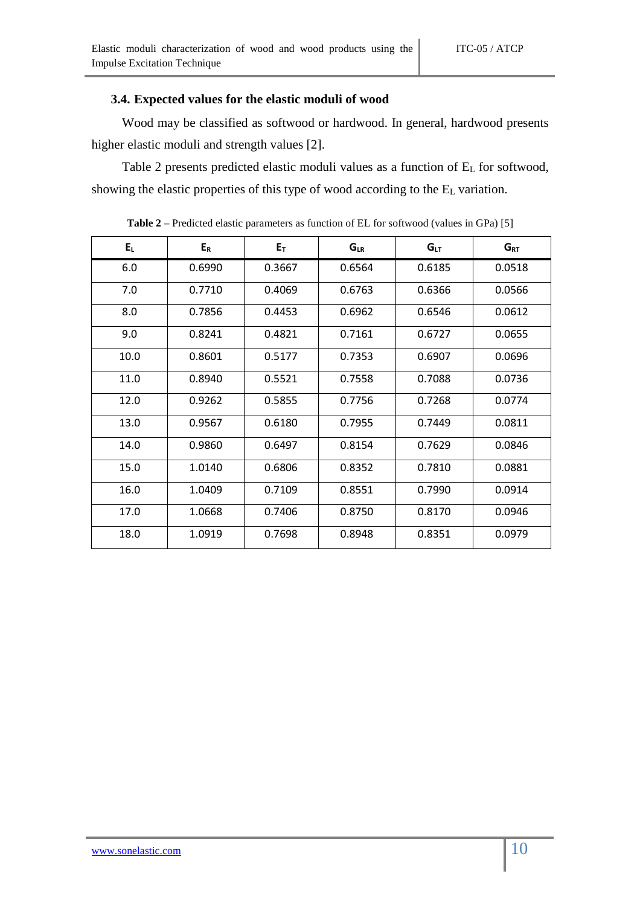### 3.4. Expected values for the elastic moduli of wood

Wood may be classified as softwood or hardwood. In general, hardwood presents higher elastic moduli and strength values [2].

Table 2 presents predicted elastic moduli values as a function of $E_L$ for softwood, showing the elastic properties of this type of wood according to the $E_L$ variation.

**Table 2** – Predicted elastic parameters as function of EL for softwood (values in GPa) [5]

| $E_L$ | $E_R$ | $E_T$ | $G_{LR}$ | $G_{LT}$ | $G_{RT}$ |
|---|---|---|---|---|---|
| 6.0 | 0.6990 | 0.3667 | 0.6564 | 0.6185 | 0.0518 |
| 7.0 | 0.7710 | 0.4069 | 0.6763 | 0.6366 | 0.0566 |
| 8.0 | 0.7856 | 0.4453 | 0.6962 | 0.6546 | 0.0612 |
| 9.0 | 0.8241 | 0.4821 | 0.7161 | 0.6727 | 0.0655 |
| 10.0 | 0.8601 | 0.5177 | 0.7353 | 0.6907 | 0.0696 |
| 11.0 | 0.8940 | 0.5521 | 0.7558 | 0.7088 | 0.0736 |
| 12.0 | 0.9262 | 0.5855 | 0.7756 | 0.7268 | 0.0774 |
| 13.0 | 0.9567 | 0.6180 | 0.7955 | 0.7449 | 0.0811 |
| 14.0 | 0.9860 | 0.6497 | 0.8154 | 0.7629 | 0.0846 |
| 15.0 | 1.0140 | 0.6806 | 0.8352 | 0.7810 | 0.0881 |
| 16.0 | 1.0409 | 0.7109 | 0.8551 | 0.7990 | 0.0914 |
| 17.0 | 1.0668 | 0.7406 | 0.8750 | 0.8170 | 0.0946 |
| 18.0 | 1.0919 | 0.7698 | 0.8948 | 0.8351 | 0.0979 |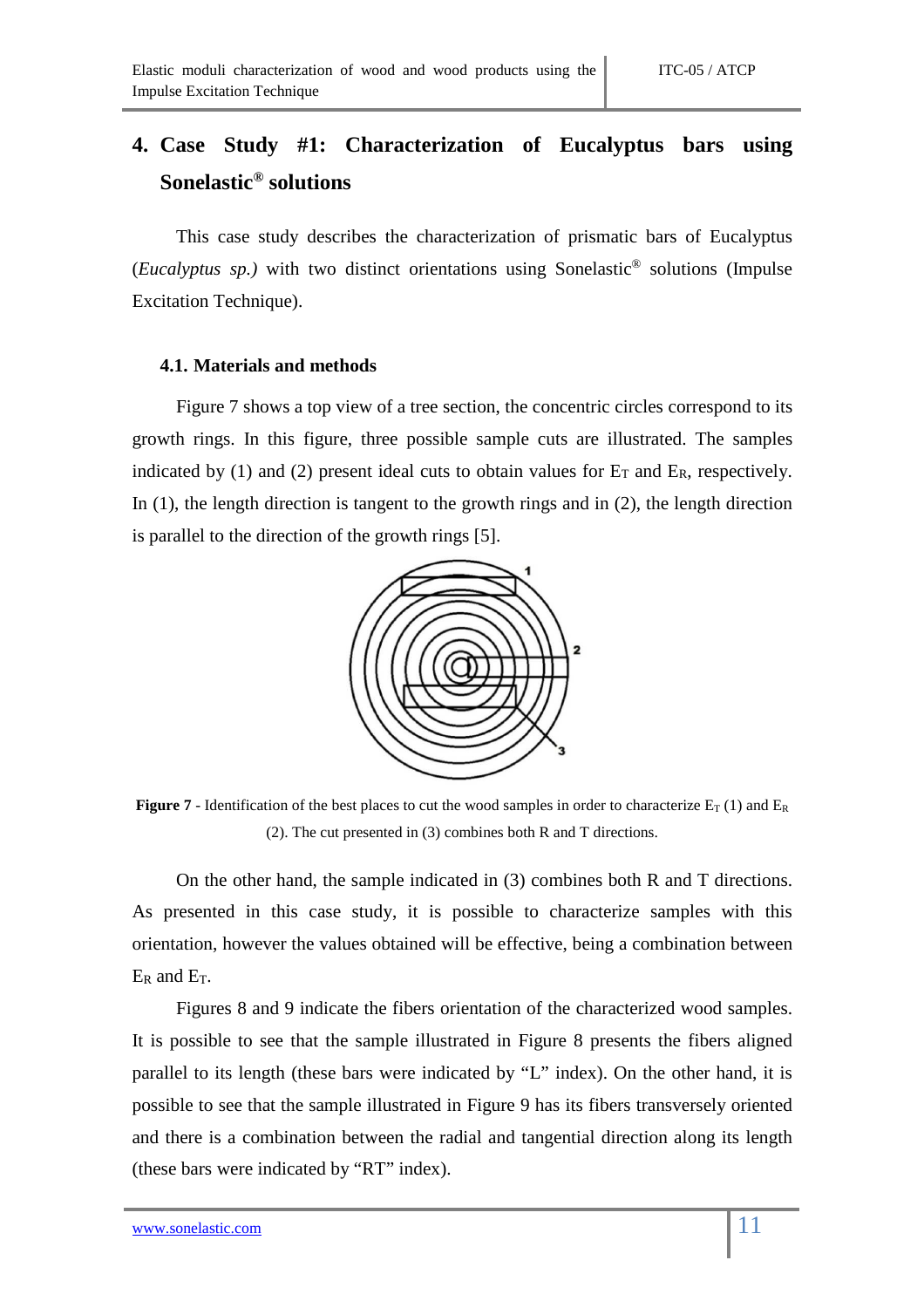## 4. Case Study #1: Characterization of Eucalyptus bars using Sonelastic® solutions

This case study describes the characterization of prismatic bars of Eucalyptus (*Eucalyptus sp.)* with two distinct orientations using Sonelastic® solutions (Impulse Excitation Technique).

### 4.1. Materials and methods

Figure 7 shows a top view of a tree section, the concentric circles correspond to its growth rings. In this figure, three possible sample cuts are illustrated. The samples indicated by (1) and (2) present ideal cuts to obtain values for $E_T$ and $E_R$, respectively. In (1), the length direction is tangent to the growth rings and in (2), the length direction is parallel to the direction of the growth rings [5].

**Figure 7** - Identification of the best places to cut the wood samples in order to characterize $E_T$ (1) and $E_R$ (2). The cut presented in (3) combines both R and T directions.

On the other hand, the sample indicated in (3) combines both R and T directions. As presented in this case study, it is possible to characterize samples with this orientation, however the values obtained will be effective, being a combination between $E_R$ and $E_T$.

Figures 8 and 9 indicate the fibers orientation of the characterized wood samples. It is possible to see that the sample illustrated in Figure 8 presents the fibers aligned parallel to its length (these bars were indicated by "L" index). On the other hand, it is possible to see that the sample illustrated in Figure 9 has its fibers transversely oriented and there is a combination between the radial and tangential direction along its length (these bars were indicated by "RT" index).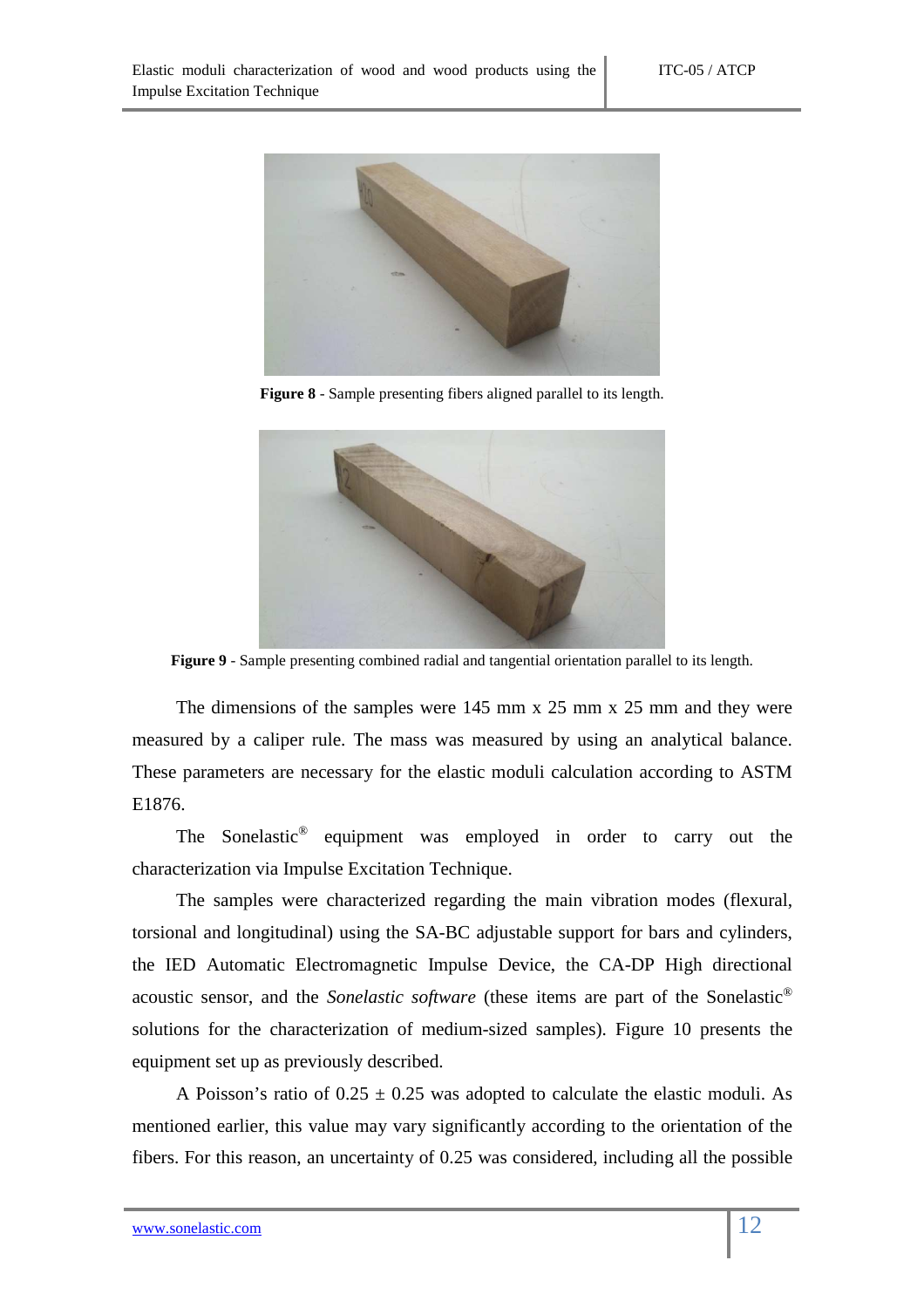**Figure 8** - Sample presenting fibers aligned parallel to its length.

**Figure 9** - Sample presenting combined radial and tangential orientation parallel to its length.

The dimensions of the samples were 145 mm x 25 mm x 25 mm and they were measured by a caliper rule. The mass was measured by using an analytical balance. These parameters are necessary for the elastic moduli calculation according to ASTM E1876.

The Sonelastic® equipment was employed in order to carry out the characterization via Impulse Excitation Technique.

The samples were characterized regarding the main vibration modes (flexural, torsional and longitudinal) using the SA-BC adjustable support for bars and cylinders, the IED Automatic Electromagnetic Impulse Device, the CA-DP High directional acoustic sensor, and the *Sonelastic software* (these items are part of the Sonelastic® solutions for the characterization of medium-sized samples). Figure 10 presents the equipment set up as previously described.

A Poisson's ratio of $0.25 \pm 0.25$ was adopted to calculate the elastic moduli. As mentioned earlier, this value may vary significantly according to the orientation of the fibers. For this reason, an uncertainty of 0.25 was considered, including all the possible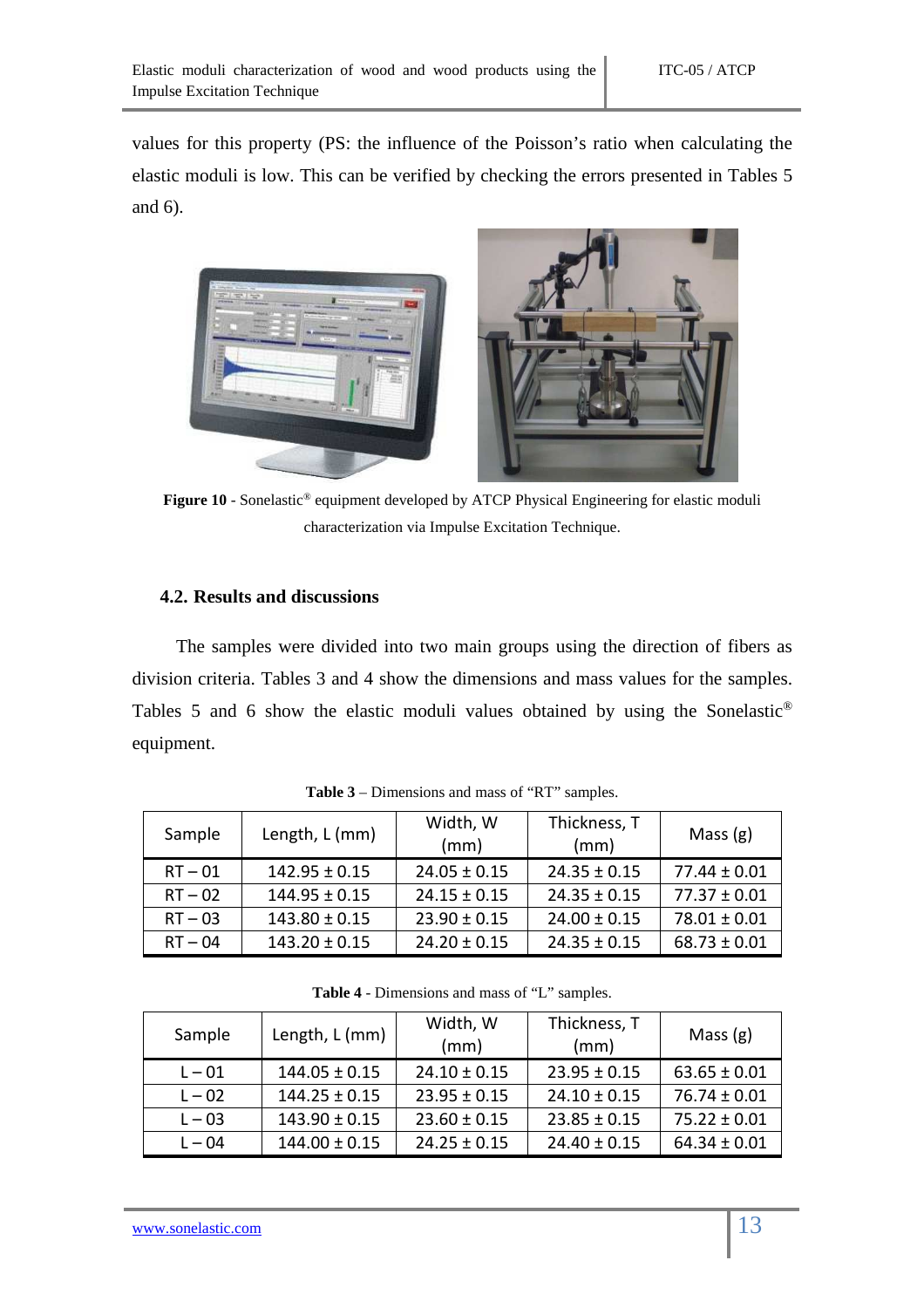values for this property (PS: the influence of the Poisson's ratio when calculating the elastic moduli is low. This can be verified by checking the errors presented in Tables 5 and 6).

**Figure 10** - Sonelastic® equipment developed by ATCP Physical Engineering for elastic moduli characterization via Impulse Excitation Technique.

### 4.2. Results and discussions

The samples were divided into two main groups using the direction of fibers as division criteria. Tables 3 and 4 show the dimensions and mass values for the samples. Tables 5 and 6 show the elastic moduli values obtained by using the Sonelastic® equipment.

**Table 3** – Dimensions and mass of "RT" samples.

| Sample | Length, L (mm) | Width, W (mm) | Thickness, T (mm) | Mass (g) |
|---|---|---|---|---|
| RT – 01 | 142.95 ± 0.15 | 24.05 ± 0.15 | 24.35 ± 0.15 | 77.44 ± 0.01 |
| RT – 02 | 144.95 ± 0.15 | 24.15 ± 0.15 | 24.35 ± 0.15 | 77.37 ± 0.01 |
| RT – 03 | 143.80 ± 0.15 | 23.90 ± 0.15 | 24.00 ± 0.15 | 78.01 ± 0.01 |
| RT – 04 | 143.20 ± 0.15 | 24.20 ± 0.15 | 24.35 ± 0.15 | 68.73 ± 0.01 |

**Table 4** - Dimensions and mass of "L" samples.

| Sample | Length, L (mm) | Width, W (mm) | Thickness, T (mm) | Mass (g) |
|---|---|---|---|---|
| L – 01 | 144.05 ± 0.15 | 24.10 ± 0.15 | 23.95 ± 0.15 | 63.65 ± 0.01 |
| L – 02 | 144.25 ± 0.15 | 23.95 ± 0.15 | 24.10 ± 0.15 | 76.74 ± 0.01 |
| L – 03 | 143.90 ± 0.15 | 23.60 ± 0.15 | 23.85 ± 0.15 | 75.22 ± 0.01 |
| L – 04 | 144.00 ± 0.15 | 24.25 ± 0.15 | 24.40 ± 0.15 | 64.34 ± 0.01 |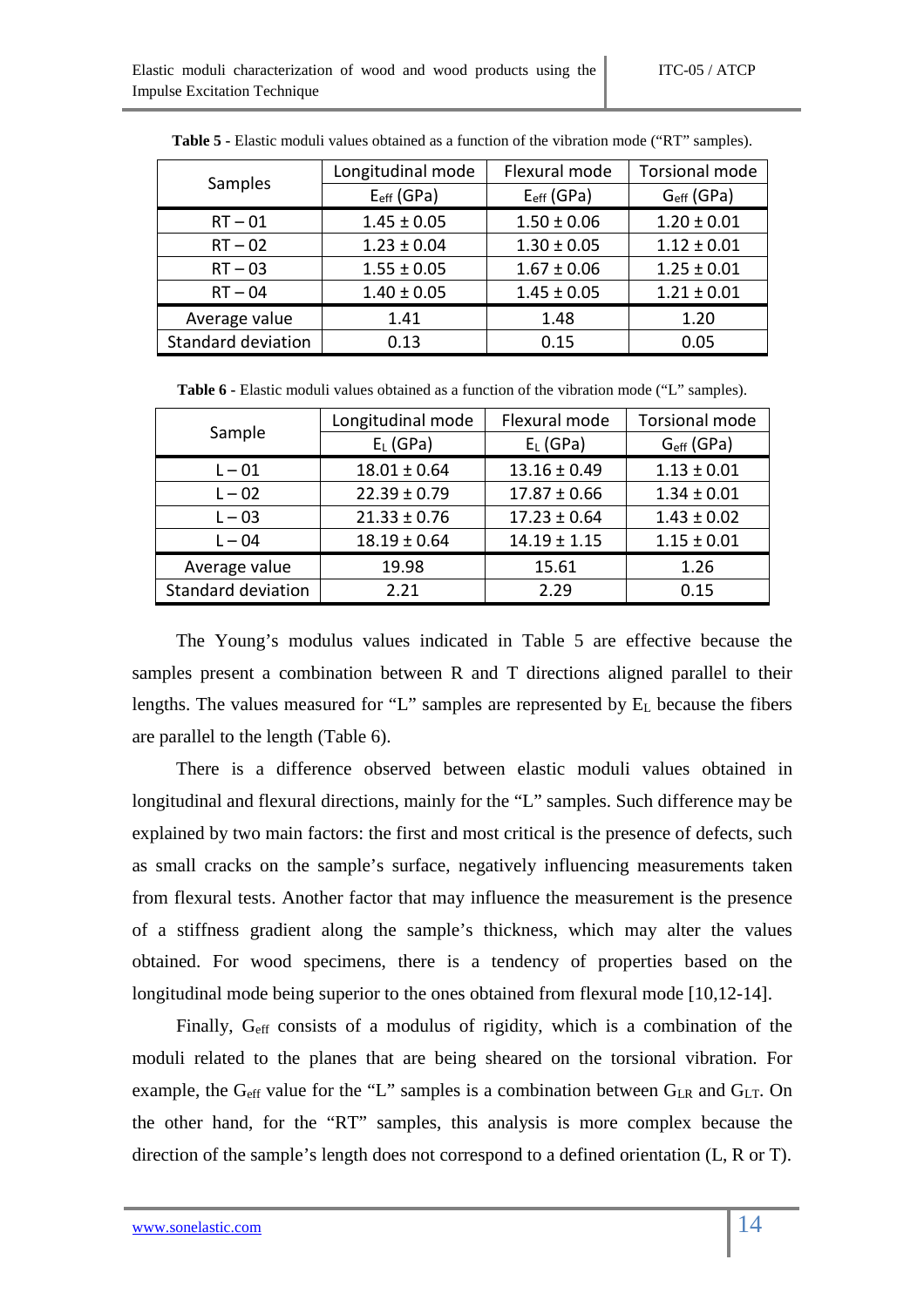**Table 5** - Elastic moduli values obtained as a function of the vibration mode ("RT" samples).

| Samples | Longitudinal mode | Flexural mode | Torsional mode |
|---|---|---|---|
| | $E_{eff}$ (GPa) | $E_{eff}$ (GPa) | $G_{eff}$ (GPa) |
| RT – 01 | 1.45 ± 0.05 | 1.50 ± 0.06 | 1.20 ± 0.01 |
| RT – 02 | 1.23 ± 0.04 | 1.30 ± 0.05 | 1.12 ± 0.01 |
| RT – 03 | 1.55 ± 0.05 | 1.67 ± 0.06 | 1.25 ± 0.01 |
| RT – 04 | 1.40 ± 0.05 | 1.45 ± 0.05 | 1.21 ± 0.01 |
| Average value | 1.41 | 1.48 | 1.20 |
| Standard deviation | 0.13 | 0.15 | 0.05 |

**Table 6** - Elastic moduli values obtained as a function of the vibration mode ("L" samples).

| Sample | Longitudinal mode | Flexural mode | Torsional mode |
|---|---|---|---|
| | $E_L$ (GPa) | $E_L$ (GPa) | $G_{eff}$ (GPa) |
| L – 01 | 18.01 ± 0.64 | 13.16 ± 0.49 | 1.13 ± 0.01 |
| L – 02 | 22.39 ± 0.79 | 17.87 ± 0.66 | 1.34 ± 0.01 |
| L – 03 | 21.33 ± 0.76 | 17.23 ± 0.64 | 1.43 ± 0.02 |
| L – 04 | 18.19 ± 0.64 | 14.19 ± 1.15 | 1.15 ± 0.01 |
| Average value | 19.98 | 15.61 | 1.26 |
| Standard deviation | 2.21 | 2.29 | 0.15 |

The Young's modulus values indicated in Table 5 are effective because the samples present a combination between R and T directions aligned parallel to their lengths. The values measured for "L" samples are represented by $E_L$ because the fibers are parallel to the length (Table 6).

There is a difference observed between elastic moduli values obtained in longitudinal and flexural directions, mainly for the "L" samples. Such difference may be explained by two main factors: the first and most critical is the presence of defects, such as small cracks on the sample's surface, negatively influencing measurements taken from flexural tests. Another factor that may influence the measurement is the presence of a stiffness gradient along the sample's thickness, which may alter the values obtained. For wood specimens, there is a tendency of properties based on the longitudinal mode being superior to the ones obtained from flexural mode [10,12-14].

Finally, $G_{eff}$ consists of a modulus of rigidity, which is a combination of the moduli related to the planes that are being sheared on the torsional vibration. For example, the $G_{eff}$ value for the "L" samples is a combination between $G_{LR}$ and $G_{LT}$. On the other hand, for the "RT" samples, this analysis is more complex because the direction of the sample's length does not correspond to a defined orientation (L, R or T).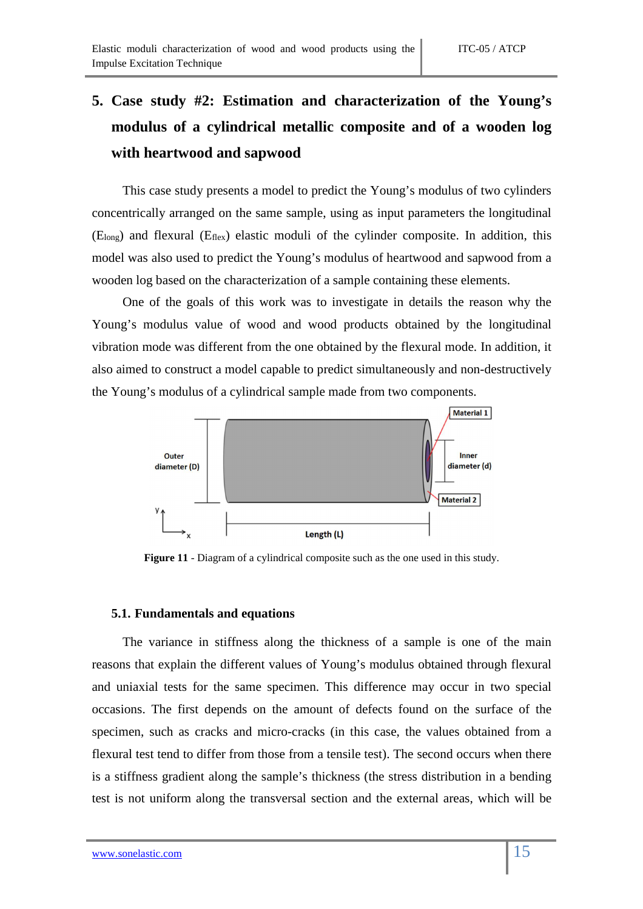## 5. Case study #2: Estimation and characterization of the Young's modulus of a cylindrical metallic composite and of a wooden log with heartwood and sapwood

This case study presents a model to predict the Young's modulus of two cylinders concentrically arranged on the same sample, using as input parameters the longitudinal ($E_{long}$) and flexural ($E_{flex}$) elastic moduli of the cylinder composite. In addition, this model was also used to predict the Young's modulus of heartwood and sapwood from a wooden log based on the characterization of a sample containing these elements.

One of the goals of this work was to investigate in details the reason why the Young's modulus value of wood and wood products obtained by the longitudinal vibration mode was different from the one obtained by the flexural mode. In addition, it also aimed to construct a model capable to predict simultaneously and non-destructively the Young's modulus of a cylindrical sample made from two components.

**Figure 11** - Diagram of a cylindrical composite such as the one used in this study.

### 5.1. Fundamentals and equations

The variance in stiffness along the thickness of a sample is one of the main reasons that explain the different values of Young's modulus obtained through flexural and uniaxial tests for the same specimen. This difference may occur in two special occasions. The first depends on the amount of defects found on the surface of the specimen, such as cracks and micro-cracks (in this case, the values obtained from a flexural test tend to differ from those from a tensile test). The second occurs when there is a stiffness gradient along the sample's thickness (the stress distribution in a bending test is not uniform along the transversal section and the external areas, which will be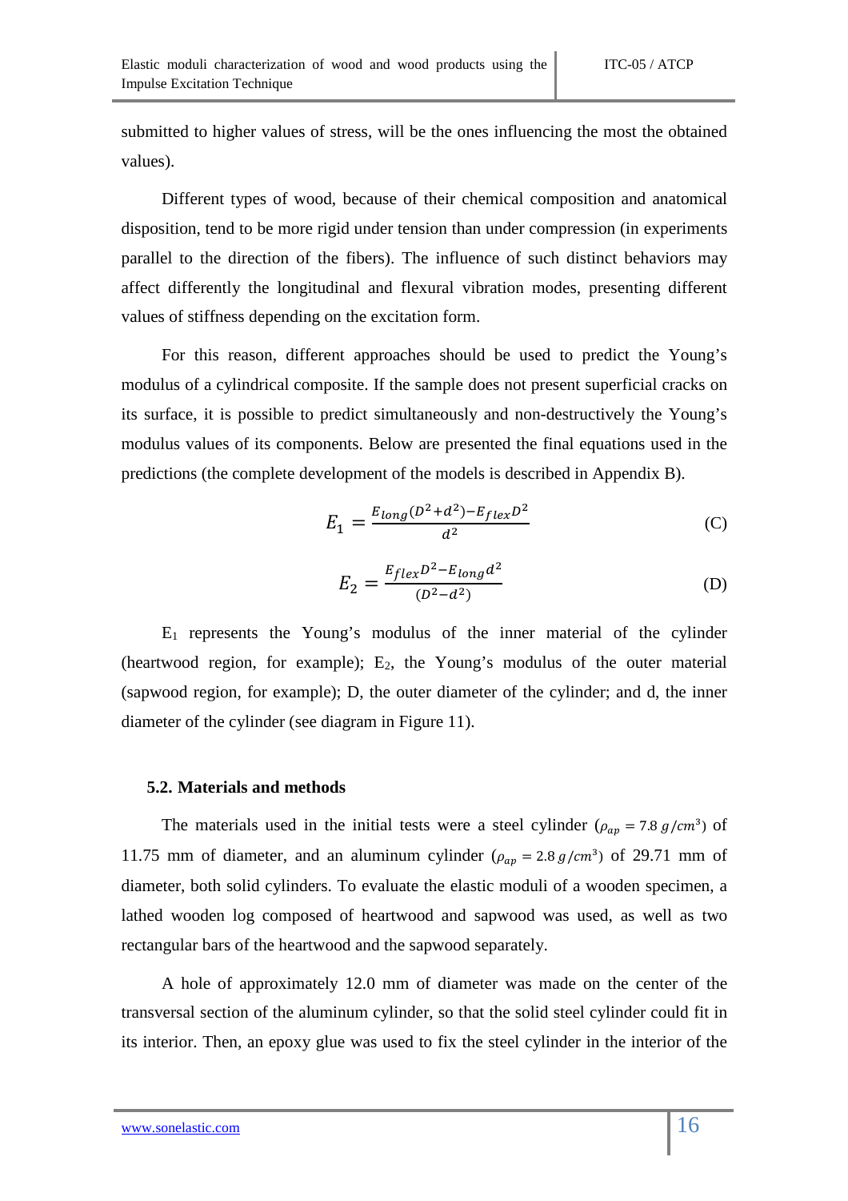submitted to higher values of stress, will be the ones influencing the most the obtained values).

Different types of wood, because of their chemical composition and anatomical disposition, tend to be more rigid under tension than under compression (in experiments parallel to the direction of the fibers). The influence of such distinct behaviors may affect differently the longitudinal and flexural vibration modes, presenting different values of stiffness depending on the excitation form.

For this reason, different approaches should be used to predict the Young's modulus of a cylindrical composite. If the sample does not present superficial cracks on its surface, it is possible to predict simultaneously and non-destructively the Young's modulus values of its components. Below are presented the final equations used in the predictions (the complete development of the models is described in Appendix B).

$$E_1 = \frac{E_{long}(D^2 + d^2) - E_{flex}D^2}{d^2} \tag{C}$$

$$E_2 = \frac{E_{flex}D^2 - E_{long}d^2}{(D^2 - d^2)} \tag{D}$$

$E_1$ represents the Young's modulus of the inner material of the cylinder (heartwood region, for example); $E_2$, the Young's modulus of the outer material (sapwood region, for example); D, the outer diameter of the cylinder; and d, the inner diameter of the cylinder (see diagram in Figure 11).

### 5.2. Materials and methods

The materials used in the initial tests were a steel cylinder ($\rho_{ap} = 7.8\ g/cm^3$) of 11.75 mm of diameter, and an aluminum cylinder ($\rho_{ap} = 2.8\ g/cm^3$) of 29.71 mm of diameter, both solid cylinders. To evaluate the elastic moduli of a wooden specimen, a lathed wooden log composed of heartwood and sapwood was used, as well as two rectangular bars of the heartwood and the sapwood separately.

A hole of approximately 12.0 mm of diameter was made on the center of the transversal section of the aluminum cylinder, so that the solid steel cylinder could fit in its interior. Then, an epoxy glue was used to fix the steel cylinder in the interior of the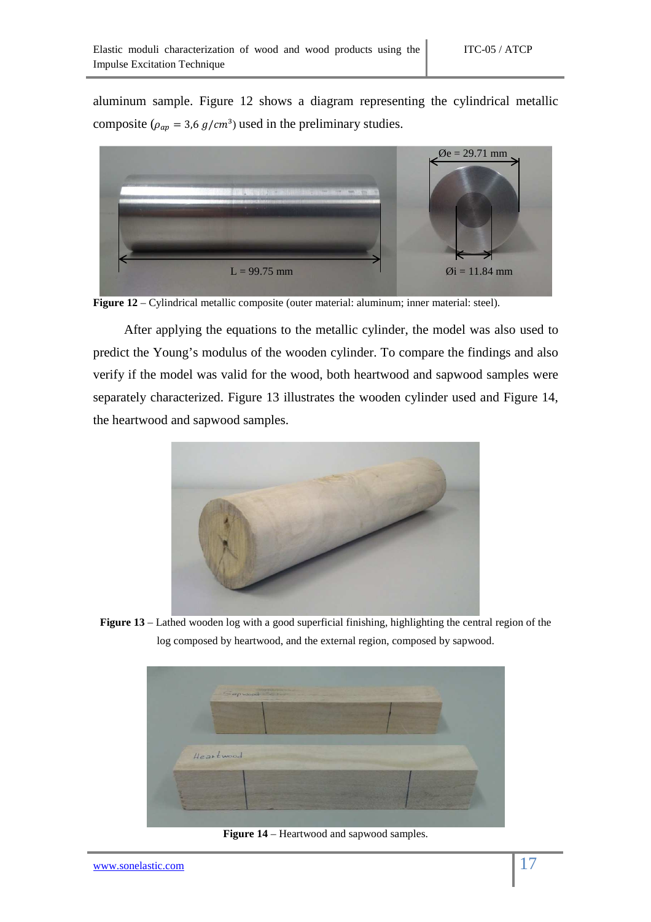aluminum sample. Figure 12 shows a diagram representing the cylindrical metallic composite ($\rho_{ap} = 3{,}6\ g/cm^3$) used in the preliminary studies.

**Figure 12** – Cylindrical metallic composite (outer material: aluminum; inner material: steel).

After applying the equations to the metallic cylinder, the model was also used to predict the Young's modulus of the wooden cylinder. To compare the findings and also verify if the model was valid for the wood, both heartwood and sapwood samples were separately characterized. Figure 13 illustrates the wooden cylinder used and Figure 14, the heartwood and sapwood samples.

**Figure 13** – Lathed wooden log with a good superficial finishing, highlighting the central region of the log composed by heartwood, and the external region, composed by sapwood.

**Figure 14** – Heartwood and sapwood samples.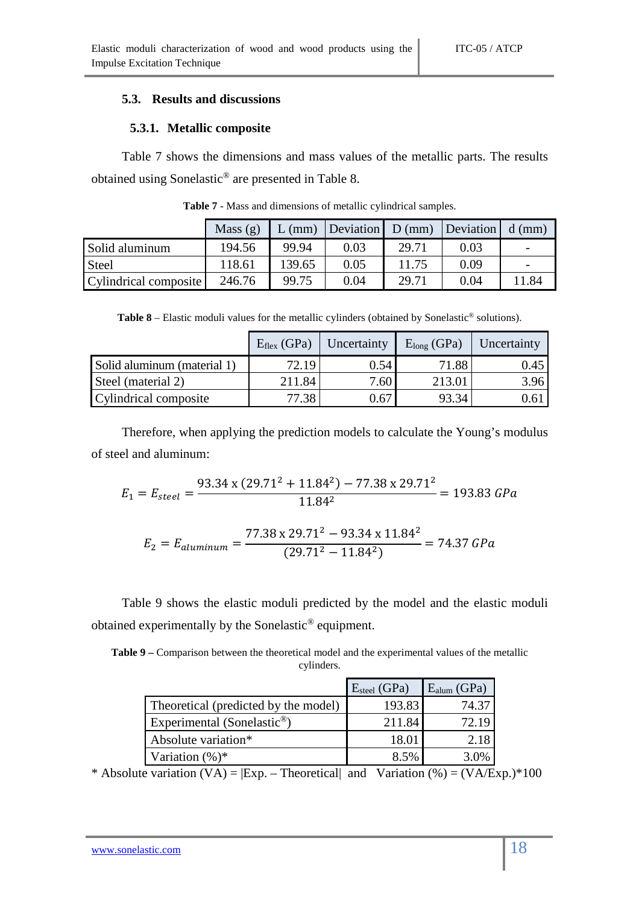### 5.3. Results and discussions

#### 5.3.1. Metallic composite

Table 7 shows the dimensions and mass values of the metallic parts. The results obtained using Sonelastic® are presented in Table 8.

**Table 7** - Mass and dimensions of metallic cylindrical samples.

| | Mass (g) | L (mm) | Deviation | D (mm) | Deviation | d (mm) |
|---|---|---|---|---|---|---|
| Solid aluminum | 194.56 | 99.94 | 0.03 | 29.71 | 0.03 | - |
| Steel | 118.61 | 139.65 | 0.05 | 11.75 | 0.09 | - |
| Cylindrical composite | 246.76 | 99.75 | 0.04 | 29.71 | 0.04 | 11.84 |

**Table 8** – Elastic moduli values for the metallic cylinders (obtained by Sonelastic® solutions).

| | $E_{flex}$ (GPa) | Uncertainty | $E_{long}$ (GPa) | Uncertainty |
|---|---|---|---|---|
| Solid aluminum (material 1) | 72.19 | 0.54 | 71.88 | 0.45 |
| Steel (material 2) | 211.84 | 7.60 | 213.01 | 3.96 |
| Cylindrical composite | 77.38 | 0.67 | 93.34 | 0.61 |

Therefore, when applying the prediction models to calculate the Young's modulus of steel and aluminum:

$$E_1 = E_{steel} = \frac{93.34 \text{ x } (29.71^2 + 11.84^2) - 77.38 \text{ x } 29.71^2}{11.84^2} = 193.83 \; GPa$$

$$E_2 = E_{aluminum} = \frac{77.38 \text{ x } 29.71^2 - 93.34 \text{ x } 11.84^2}{(29.71^2 - 11.84^2)} = 74.37 \; GPa$$

Table 9 shows the elastic moduli predicted by the model and the elastic moduli obtained experimentally by the Sonelastic® equipment.

**Table 9 –** Comparison between the theoretical model and the experimental values of the metallic cylinders.

| | $E_{steel}$ (GPa) | $E_{alum}$ (GPa) |
|---|---|---|
| Theoretical (predicted by the model) | 193.83 | 74.37 |
| Experimental (Sonelastic®) | 211.84 | 72.19 |
| Absolute variation* | 18.01 | 2.18 |
| Variation (%)* | 8.5% | 3.0% |

* Absolute variation (VA) = |Exp. – Theoretical| and Variation (%) = (VA/Exp.)*100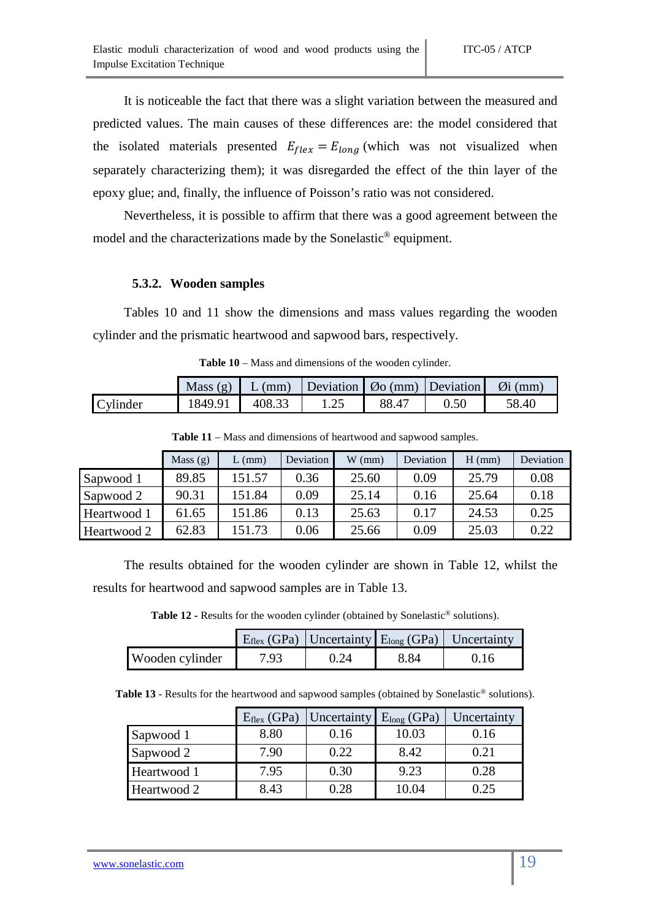It is noticeable the fact that there was a slight variation between the measured and predicted values. The main causes of these differences are: the model considered that the isolated materials presented $E_{flex} = E_{long}$ (which was not visualized when separately characterizing them); it was disregarded the effect of the thin layer of the epoxy glue; and, finally, the influence of Poisson's ratio was not considered.

Nevertheless, it is possible to affirm that there was a good agreement between the model and the characterizations made by the Sonelastic® equipment.

### 5.3.2. Wooden samples

Tables 10 and 11 show the dimensions and mass values regarding the wooden cylinder and the prismatic heartwood and sapwood bars, respectively.

**Table 10** – Mass and dimensions of the wooden cylinder.

| | Mass (g) | L (mm) | Deviation | Øo (mm) | Deviation | Øi (mm) |
|---|---|---|---|---|---|---|
| Cylinder | 1849.91 | 408.33 | 1.25 | 88.47 | 0.50 | 58.40 |

**Table 11** – Mass and dimensions of heartwood and sapwood samples.

| | Mass (g) | L (mm) | Deviation | W (mm) | Deviation | H (mm) | Deviation |
|---|---|---|---|---|---|---|---|
| Sapwood 1 | 89.85 | 151.57 | 0.36 | 25.60 | 0.09 | 25.79 | 0.08 |
| Sapwood 2 | 90.31 | 151.84 | 0.09 | 25.14 | 0.16 | 25.64 | 0.18 |
| Heartwood 1 | 61.65 | 151.86 | 0.13 | 25.63 | 0.17 | 24.53 | 0.25 |
| Heartwood 2 | 62.83 | 151.73 | 0.06 | 25.66 | 0.09 | 25.03 | 0.22 |

The results obtained for the wooden cylinder are shown in Table 12, whilst the results for heartwood and sapwood samples are in Table 13.

**Table 12** - Results for the wooden cylinder (obtained by Sonelastic® solutions).

| | $E_{flex}$ (GPa) | Uncertainty | $E_{long}$ (GPa) | Uncertainty |
|---|---|---|---|---|
| Wooden cylinder | 7.93 | 0.24 | 8.84 | 0.16 |

**Table 13** - Results for the heartwood and sapwood samples (obtained by Sonelastic® solutions).

| | $E_{flex}$ (GPa) | Uncertainty | $E_{long}$ (GPa) | Uncertainty |
|---|---|---|---|---|
| Sapwood 1 | 8.80 | 0.16 | 10.03 | 0.16 |
| Sapwood 2 | 7.90 | 0.22 | 8.42 | 0.21 |
| Heartwood 1 | 7.95 | 0.30 | 9.23 | 0.28 |
| Heartwood 2 | 8.43 | 0.28 | 10.04 | 0.25 |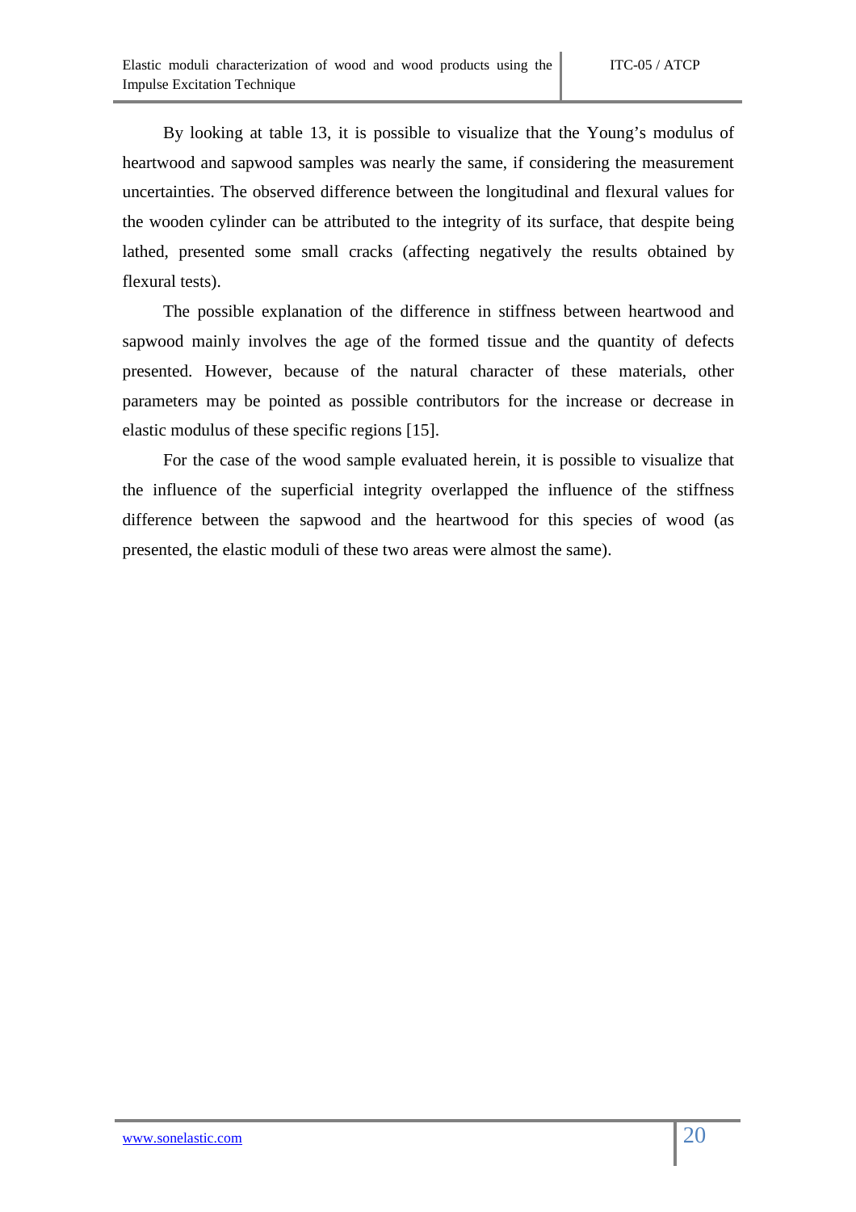By looking at table 13, it is possible to visualize that the Young's modulus of heartwood and sapwood samples was nearly the same, if considering the measurement uncertainties. The observed difference between the longitudinal and flexural values for the wooden cylinder can be attributed to the integrity of its surface, that despite being lathed, presented some small cracks (affecting negatively the results obtained by flexural tests).

The possible explanation of the difference in stiffness between heartwood and sapwood mainly involves the age of the formed tissue and the quantity of defects presented. However, because of the natural character of these materials, other parameters may be pointed as possible contributors for the increase or decrease in elastic modulus of these specific regions [15].

For the case of the wood sample evaluated herein, it is possible to visualize that the influence of the superficial integrity overlapped the influence of the stiffness difference between the sapwood and the heartwood for this species of wood (as presented, the elastic moduli of these two areas were almost the same).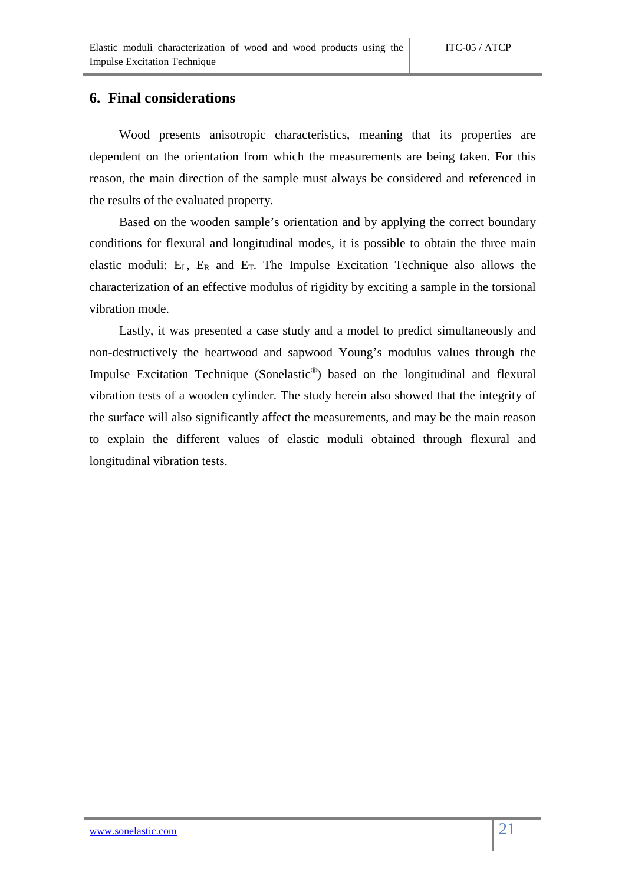## 6. Final considerations

Wood presents anisotropic characteristics, meaning that its properties are dependent on the orientation from which the measurements are being taken. For this reason, the main direction of the sample must always be considered and referenced in the results of the evaluated property.

Based on the wooden sample's orientation and by applying the correct boundary conditions for flexural and longitudinal modes, it is possible to obtain the three main elastic moduli: $E_L$, $E_R$ and $E_T$. The Impulse Excitation Technique also allows the characterization of an effective modulus of rigidity by exciting a sample in the torsional vibration mode.

Lastly, it was presented a case study and a model to predict simultaneously and non-destructively the heartwood and sapwood Young's modulus values through the Impulse Excitation Technique (Sonelastic®) based on the longitudinal and flexural vibration tests of a wooden cylinder. The study herein also showed that the integrity of the surface will also significantly affect the measurements, and may be the main reason to explain the different values of elastic moduli obtained through flexural and longitudinal vibration tests.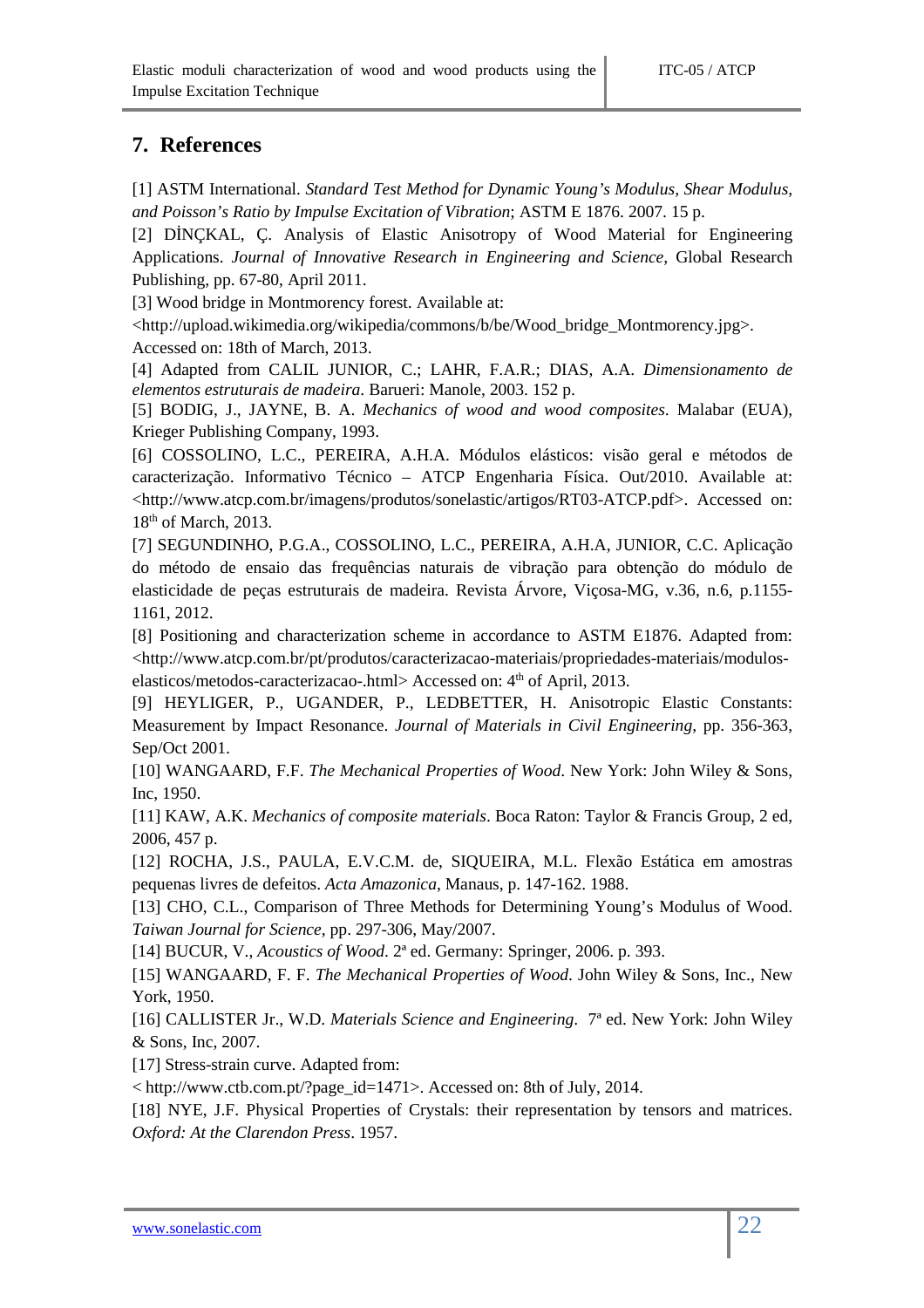## 7. References

[1] ASTM International. *Standard Test Method for Dynamic Young's Modulus, Shear Modulus, and Poisson's Ratio by Impulse Excitation of Vibration*; ASTM E 1876. 2007. 15 p.

[2] DİNÇKAL, Ç. Analysis of Elastic Anisotropy of Wood Material for Engineering Applications. *Journal of Innovative Research in Engineering and Science*, Global Research Publishing, pp. 67-80, April 2011.

[3] Wood bridge in Montmorency forest. Available at: <http://upload.wikimedia.org/wikipedia/commons/b/be/Wood_bridge_Montmorency.jpg>. Accessed on: 18th of March, 2013.

[4] Adapted from CALIL JUNIOR, C.; LAHR, F.A.R.; DIAS, A.A. *Dimensionamento de elementos estruturais de madeira*. Barueri: Manole, 2003. 152 p.

[5] BODIG, J., JAYNE, B. A. *Mechanics of wood and wood composites*. Malabar (EUA), Krieger Publishing Company, 1993.

[6] COSSOLINO, L.C., PEREIRA, A.H.A. Módulos elásticos: visão geral e métodos de caracterização. Informativo Técnico – ATCP Engenharia Física. Out/2010. Available at: <http://www.atcp.com.br/imagens/produtos/sonelastic/artigos/RT03-ATCP.pdf>. Accessed on: 18th of March, 2013.

[7] SEGUNDINHO, P.G.A., COSSOLINO, L.C., PEREIRA, A.H.A, JUNIOR, C.C. Aplicação do método de ensaio das frequências naturais de vibração para obtenção do módulo de elasticidade de peças estruturais de madeira. Revista Árvore, Viçosa-MG, v.36, n.6, p.1155-1161, 2012.

[8] Positioning and characterization scheme in accordance to ASTM E1876. Adapted from: <http://www.atcp.com.br/pt/produtos/caracterizacao-materiais/propriedades-materiais/modulos-elasticos/metodos-caracterizacao-.html> Accessed on: 4th of April, 2013.

[9] HEYLIGER, P., UGANDER, P., LEDBETTER, H. Anisotropic Elastic Constants: Measurement by Impact Resonance. *Journal of Materials in Civil Engineering*, pp. 356-363, Sep/Oct 2001.

[10] WANGAARD, F.F. *The Mechanical Properties of Wood*. New York: John Wiley & Sons, Inc, 1950.

[11] KAW, A.K. *Mechanics of composite materials*. Boca Raton: Taylor & Francis Group, 2 ed, 2006, 457 p.

[12] ROCHA, J.S., PAULA, E.V.C.M. de, SIQUEIRA, M.L. Flexão Estática em amostras pequenas livres de defeitos. *Acta Amazonica*, Manaus, p. 147-162. 1988.

[13] CHO, C.L., Comparison of Three Methods for Determining Young's Modulus of Wood. *Taiwan Journal for Science*, pp. 297-306, May/2007.

[14] BUCUR, V., *Acoustics of Wood*. 2ª ed. Germany: Springer, 2006. p. 393.

[15] WANGAARD, F. F. *The Mechanical Properties of Wood*. John Wiley & Sons, Inc., New York, 1950.

[16] CALLISTER Jr., W.D. *Materials Science and Engineering*. 7ª ed. New York: John Wiley & Sons, Inc, 2007.

[17] Stress-strain curve. Adapted from: < http://www.ctb.com.pt/?page_id=1471>. Accessed on: 8th of July, 2014.

[18] NYE, J.F. Physical Properties of Crystals: their representation by tensors and matrices. *Oxford: At the Clarendon Press*. 1957.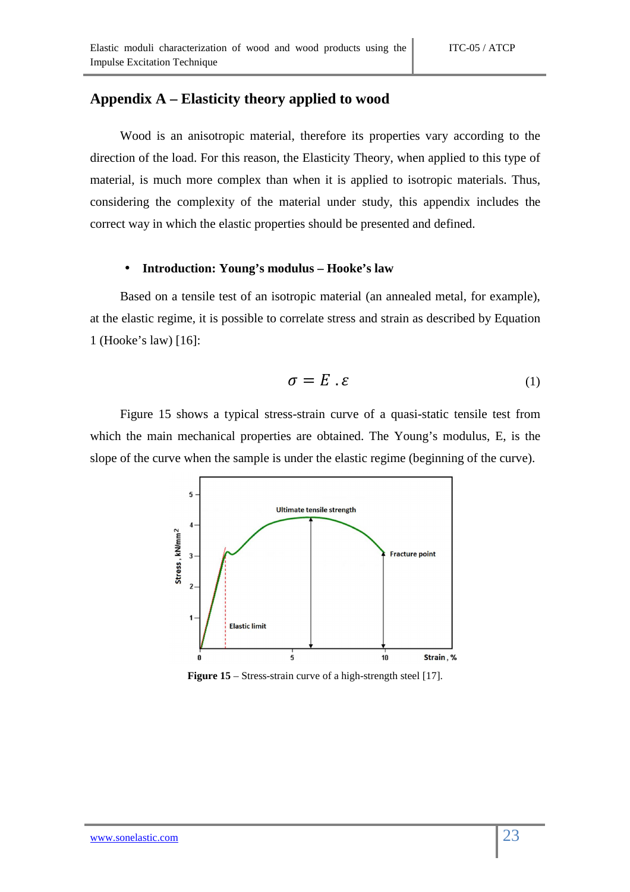## Appendix A – Elasticity theory applied to wood

Wood is an anisotropic material, therefore its properties vary according to the direction of the load. For this reason, the Elasticity Theory, when applied to this type of material, is much more complex than when it is applied to isotropic materials. Thus, considering the complexity of the material under study, this appendix includes the correct way in which the elastic properties should be presented and defined.

- **Introduction: Young's modulus – Hooke's law**

Based on a tensile test of an isotropic material (an annealed metal, for example), at the elastic regime, it is possible to correlate stress and strain as described by Equation 1 (Hooke's law) [16]:

$$\sigma = E \cdot \varepsilon \tag{1}$$

Figure 15 shows a typical stress-strain curve of a quasi-static tensile test from which the main mechanical properties are obtained. The Young's modulus, E, is the slope of the curve when the sample is under the elastic regime (beginning of the curve).

**Figure 15** – Stress-strain curve of a high-strength steel [17].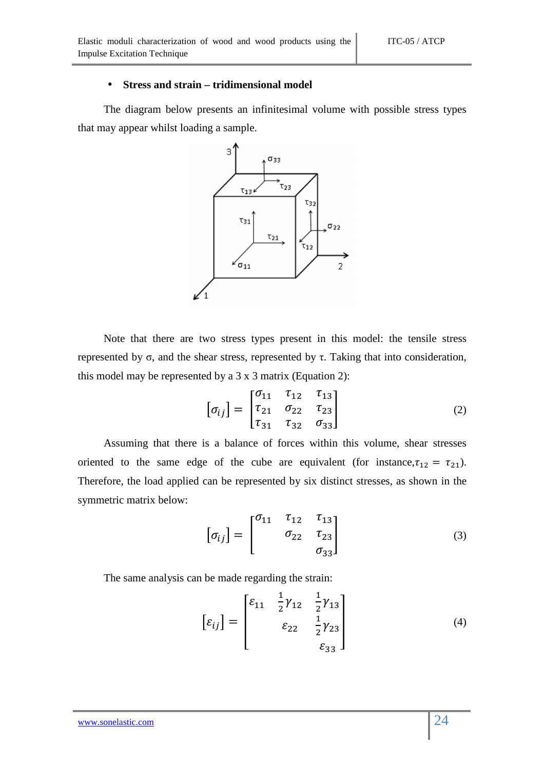- **Stress and strain – tridimensional model**

The diagram below presents an infinitesimal volume with possible stress types that may appear whilst loading a sample.

Note that there are two stress types present in this model: the tensile stress represented by σ, and the shear stress, represented by τ. Taking that into consideration, this model may be represented by a 3 x 3 matrix (Equation 2):

$$[\sigma_{ij}] = \begin{bmatrix} \sigma_{11} & \tau_{12} & \tau_{13} \\ \tau_{21} & \sigma_{22} & \tau_{23} \\ \tau_{31} & \tau_{32} & \sigma_{33} \end{bmatrix} \tag{2}$$

Assuming that there is a balance of forces within this volume, shear stresses oriented to the same edge of the cube are equivalent (for instance, $\tau_{12} = \tau_{21}$). Therefore, the load applied can be represented by six distinct stresses, as shown in the symmetric matrix below:

$$[\sigma_{ij}] = \begin{bmatrix} \sigma_{11} & \tau_{12} & \tau_{13} \\ & \sigma_{22} & \tau_{23} \\ & & \sigma_{33} \end{bmatrix} \tag{3}$$

The same analysis can be made regarding the strain:

$$[\varepsilon_{ij}] = \begin{bmatrix} \varepsilon_{11} & \frac{1}{2}\gamma_{12} & \frac{1}{2}\gamma_{13} \\ & \varepsilon_{22} & \frac{1}{2}\gamma_{23} \\ & & \varepsilon_{33} \end{bmatrix} \tag{4}$$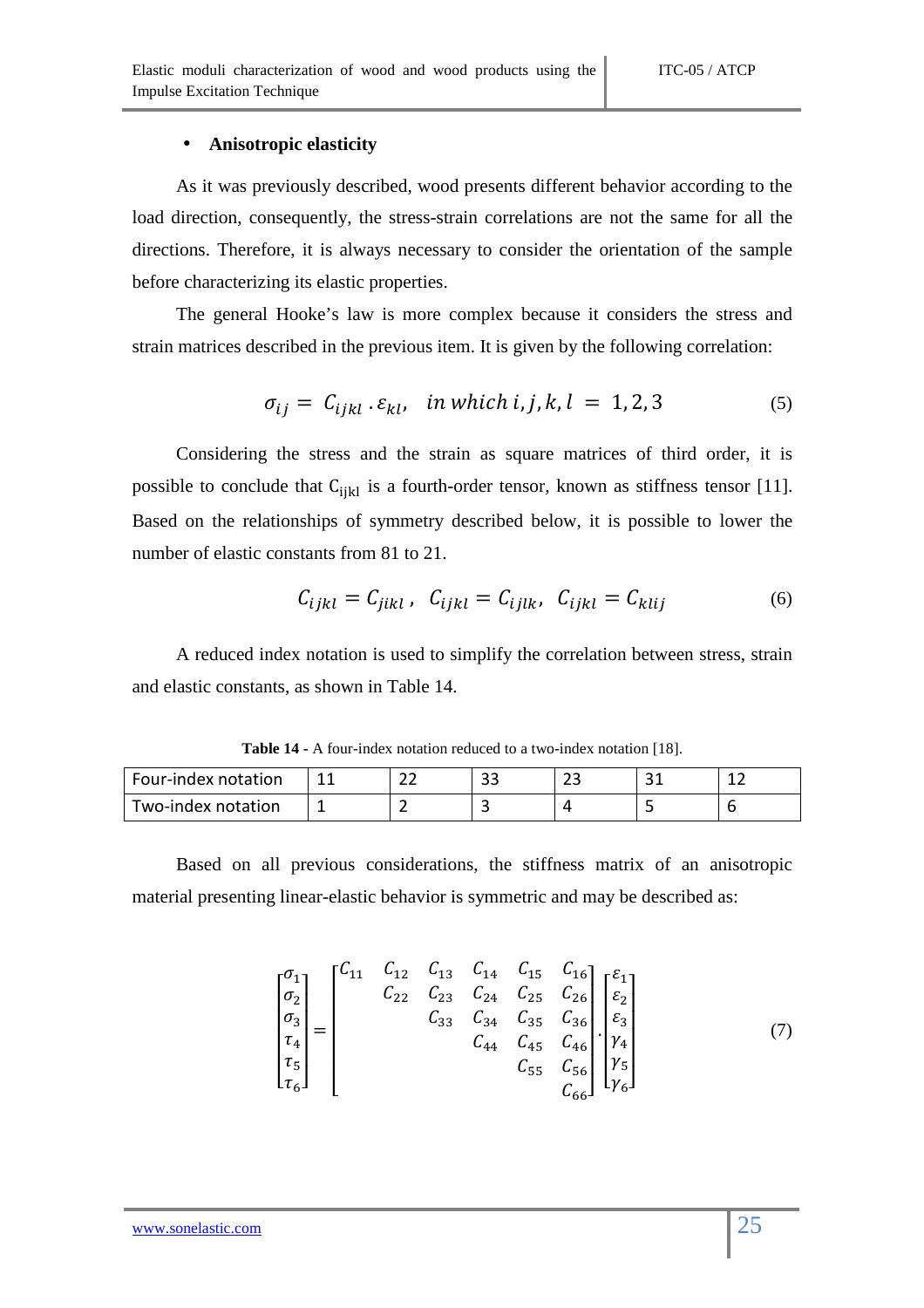- **Anisotropic elasticity**

As it was previously described, wood presents different behavior according to the load direction, consequently, the stress-strain correlations are not the same for all the directions. Therefore, it is always necessary to consider the orientation of the sample before characterizing its elastic properties.

The general Hooke's law is more complex because it considers the stress and strain matrices described in the previous item. It is given by the following correlation:

$$\sigma_{ij} = C_{ijkl} \, . \, \varepsilon_{kl}, \quad in \; which \; i,j,k,l \; = \; 1,2,3 \tag{5}$$

Considering the stress and the strain as square matrices of third order, it is possible to conclude that $C_{ijkl}$ is a fourth-order tensor, known as stiffness tensor [11]. Based on the relationships of symmetry described below, it is possible to lower the number of elastic constants from 81 to 21.

$$C_{ijkl} = C_{jikl} \, , \quad C_{ijkl} = C_{ijlk}, \quad C_{ijkl} = C_{klij} \tag{6}$$

A reduced index notation is used to simplify the correlation between stress, strain and elastic constants, as shown in Table 14.

**Table 14** - A four-index notation reduced to a two-index notation [18].

| Four-index notation | 11 | 22 | 33 | 23 | 31 | 12 |
|---|---|---|---|---|---|---|
| Two-index notation | 1 | 2 | 3 | 4 | 5 | 6 |

Based on all previous considerations, the stiffness matrix of an anisotropic material presenting linear-elastic behavior is symmetric and may be described as:

$$\begin{bmatrix} \sigma_1 \\ \sigma_2 \\ \sigma_3 \\ \tau_4 \\ \tau_5 \\ \tau_6 \end{bmatrix} = \begin{bmatrix} C_{11} & C_{12} & C_{13} & C_{14} & C_{15} & C_{16} \\ & C_{22} & C_{23} & C_{24} & C_{25} & C_{26} \\ & & C_{33} & C_{34} & C_{35} & C_{36} \\ & & & C_{44} & C_{45} & C_{46} \\ & & & & C_{55} & C_{56} \\ & & & & & C_{66} \end{bmatrix} . \begin{bmatrix} \varepsilon_1 \\ \varepsilon_2 \\ \varepsilon_3 \\ \gamma_4 \\ \gamma_5 \\ \gamma_6 \end{bmatrix} \tag{7}$$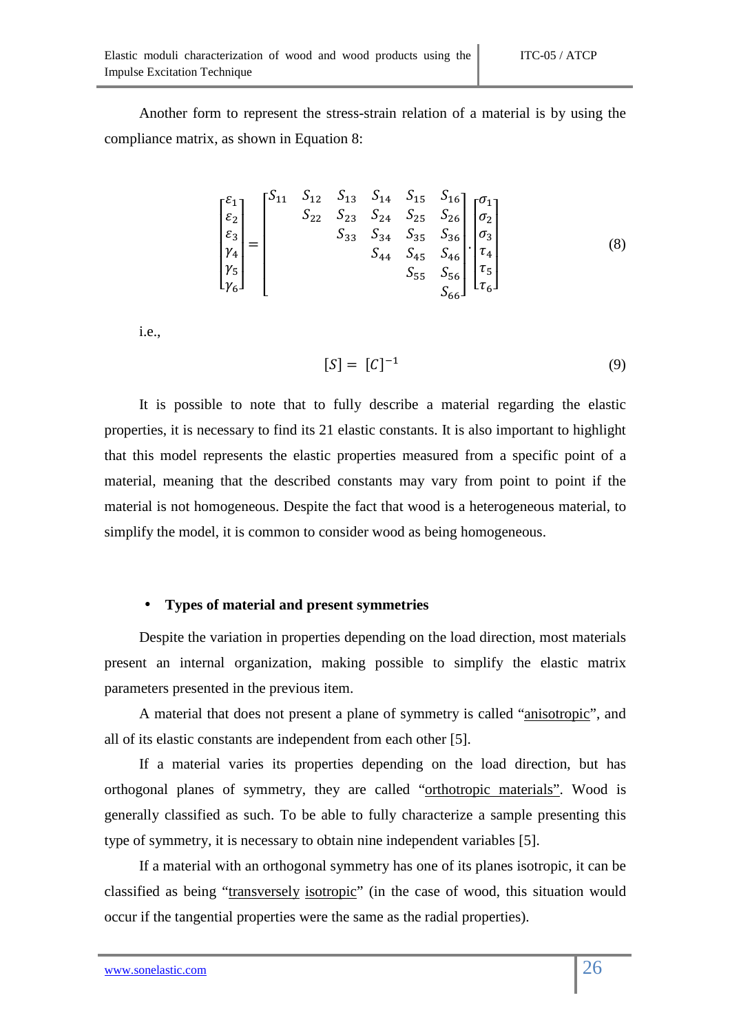Another form to represent the stress-strain relation of a material is by using the compliance matrix, as shown in Equation 8:

$$\begin{bmatrix} \varepsilon_1 \\ \varepsilon_2 \\ \varepsilon_3 \\ \gamma_4 \\ \gamma_5 \\ \gamma_6 \end{bmatrix} = \begin{bmatrix} S_{11} & S_{12} & S_{13} & S_{14} & S_{15} & S_{16} \\ & S_{22} & S_{23} & S_{24} & S_{25} & S_{26} \\ & & S_{33} & S_{34} & S_{35} & S_{36} \\ & & & S_{44} & S_{45} & S_{46} \\ & & & & S_{55} & S_{56} \\ & & & & & S_{66} \end{bmatrix} \cdot \begin{bmatrix} \sigma_1 \\ \sigma_2 \\ \sigma_3 \\ \tau_4 \\ \tau_5 \\ \tau_6 \end{bmatrix} \tag{8}$$

i.e.,

$$[S] = [C]^{-1} \tag{9}$$

It is possible to note that to fully describe a material regarding the elastic properties, it is necessary to find its 21 elastic constants. It is also important to highlight that this model represents the elastic properties measured from a specific point of a material, meaning that the described constants may vary from point to point if the material is not homogeneous. Despite the fact that wood is a heterogeneous material, to simplify the model, it is common to consider wood as being homogeneous.

- **Types of material and present symmetries**

Despite the variation in properties depending on the load direction, most materials present an internal organization, making possible to simplify the elastic matrix parameters presented in the previous item.

A material that does not present a plane of symmetry is called "anisotropic", and all of its elastic constants are independent from each other [5].

If a material varies its properties depending on the load direction, but has orthogonal planes of symmetry, they are called "orthotropic materials". Wood is generally classified as such. To be able to fully characterize a sample presenting this type of symmetry, it is necessary to obtain nine independent variables [5].

If a material with an orthogonal symmetry has one of its planes isotropic, it can be classified as being "transversely isotropic" (in the case of wood, this situation would occur if the tangential properties were the same as the radial properties).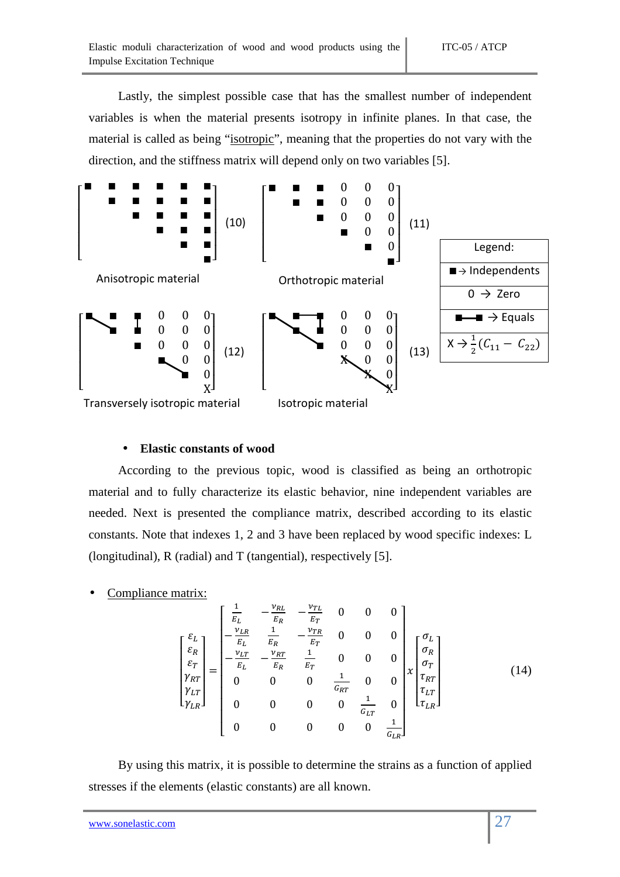Lastly, the simplest possible case that has the smallest number of independent variables is when the material presents isotropy in infinite planes. In that case, the material is called as being "isotropic", meaning that the properties do not vary with the direction, and the stiffness matrix will depend only on two variables [5].

$$\begin{bmatrix} \blacksquare & \blacksquare & \blacksquare & \blacksquare & \blacksquare & \blacksquare \\ & \blacksquare & \blacksquare & \blacksquare & \blacksquare & \blacksquare \\ & & \blacksquare & \blacksquare & \blacksquare & \blacksquare \\ & & & \blacksquare & \blacksquare & \blacksquare \\ & & & & \blacksquare & \blacksquare \\ & & & & & \blacksquare \end{bmatrix} \quad (10)$$

Anisotropic material

$$\begin{bmatrix} \blacksquare & \blacksquare & \blacksquare & 0 & 0 & 0 \\ & \blacksquare & \blacksquare & 0 & 0 & 0 \\ & & \blacksquare & 0 & 0 & 0 \\ & & & \blacksquare & 0 & 0 \\ & & & & \blacksquare & 0 \\ & & & & & \blacksquare \end{bmatrix} \quad (11)$$

Orthotropic material

$$\begin{bmatrix} \blacksquare & \blacksquare & \blacksquare & 0 & 0 & 0 \\ & \blacksquare & \blacksquare & 0 & 0 & 0 \\ & & \blacksquare & 0 & 0 & 0 \\ & & & \blacksquare & 0 & 0 \\ & & & & \blacksquare & 0 \\ & & & & & X \end{bmatrix} \quad (12)$$

Transversely isotropic material

$$\begin{bmatrix} \blacksquare & \blacksquare & \blacksquare & 0 & 0 & 0 \\ & \blacksquare & \blacksquare & 0 & 0 & 0 \\ & & \blacksquare & 0 & 0 & 0 \\ & & & X & 0 & 0 \\ & & & & X & 0 \\ & & & & & X \end{bmatrix} \quad (13)$$

Isotropic material

| Legend: |
|---|
| ■ → Independents |
| 0 → Zero |
| ■—■ → Equals |
| $X \rightarrow \frac{1}{2}(C_{11} - C_{22})$ |

- **Elastic constants of wood**

According to the previous topic, wood is classified as being an orthotropic material and to fully characterize its elastic behavior, nine independent variables are needed. Next is presented the compliance matrix, described according to its elastic constants. Note that indexes 1, 2 and 3 have been replaced by wood specific indexes: L (longitudinal), R (radial) and T (tangential), respectively [5].

- Compliance matrix:

$$\begin{bmatrix} \varepsilon_L \\ \varepsilon_R \\ \varepsilon_T \\ \gamma_{RT} \\ \gamma_{LT} \\ \gamma_{LR} \end{bmatrix} = \begin{bmatrix} \frac{1}{E_L} & -\frac{\nu_{RL}}{E_R} & -\frac{\nu_{TL}}{E_T} & 0 & 0 & 0 \\ -\frac{\nu_{LR}}{E_L} & \frac{1}{E_R} & -\frac{\nu_{TR}}{E_T} & 0 & 0 & 0 \\ -\frac{\nu_{LT}}{E_L} & -\frac{\nu_{RT}}{E_R} & \frac{1}{E_T} & 0 & 0 & 0 \\ 0 & 0 & 0 & \frac{1}{G_{RT}} & 0 & 0 \\ 0 & 0 & 0 & 0 & \frac{1}{G_{LT}} & 0 \\ 0 & 0 & 0 & 0 & 0 & \frac{1}{G_{LR}} \end{bmatrix} x \begin{bmatrix} \sigma_L \\ \sigma_R \\ \sigma_T \\ \tau_{RT} \\ \tau_{LT} \\ \tau_{LR} \end{bmatrix} \quad (14)$$

By using this matrix, it is possible to determine the strains as a function of applied stresses if the elements (elastic constants) are all known.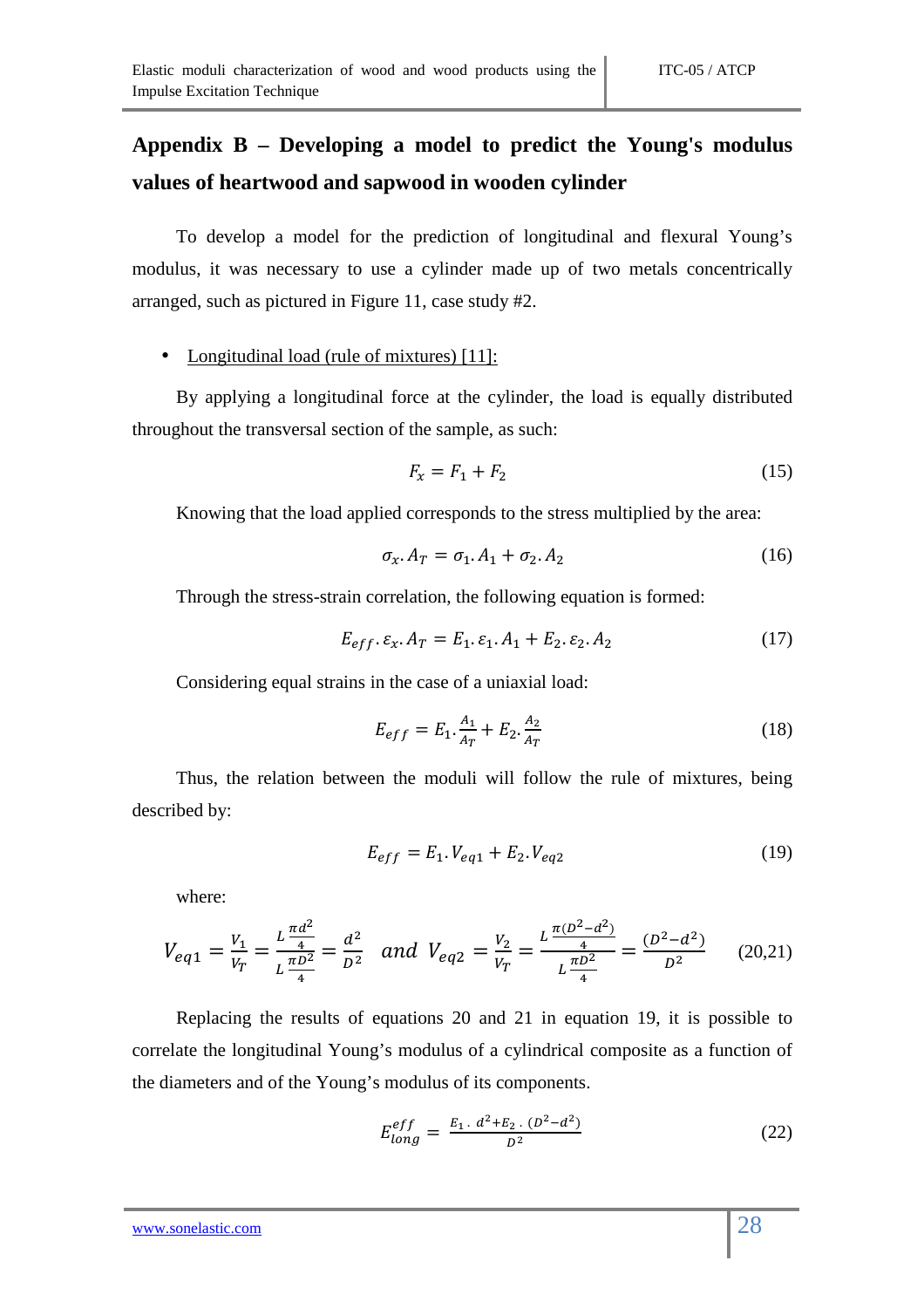# Appendix B – Developing a model to predict the Young's modulus values of heartwood and sapwood in wooden cylinder

To develop a model for the prediction of longitudinal and flexural Young's modulus, it was necessary to use a cylinder made up of two metals concentrically arranged, such as pictured in Figure 11, case study #2.

- Longitudinal load (rule of mixtures) [11]:

By applying a longitudinal force at the cylinder, the load is equally distributed throughout the transversal section of the sample, as such:

$$F_x = F_1 + F_2 \tag{15}$$

Knowing that the load applied corresponds to the stress multiplied by the area:

$$\sigma_x . A_T = \sigma_1 . A_1 + \sigma_2 . A_2 \tag{16}$$

Through the stress-strain correlation, the following equation is formed:

$$E_{eff} . \varepsilon_x . A_T = E_1 . \varepsilon_1 . A_1 + E_2 . \varepsilon_2 . A_2 \tag{17}$$

Considering equal strains in the case of a uniaxial load:

$$E_{eff} = E_1 . \frac{A_1}{A_T} + E_2 . \frac{A_2}{A_T} \tag{18}$$

Thus, the relation between the moduli will follow the rule of mixtures, being described by:

$$E_{eff} = E_1 . V_{eq1} + E_2 . V_{eq2} \tag{19}$$

where:

$$V_{eq1} = \frac{V_1}{V_T} = \frac{L\frac{\pi d^2}{4}}{L\frac{\pi D^2}{4}} = \frac{d^2}{D^2} \quad and \quad V_{eq2} = \frac{V_2}{V_T} = \frac{L\frac{\pi (D^2-d^2)}{4}}{L\frac{\pi D^2}{4}} = \frac{(D^2-d^2)}{D^2} \tag{20,21}$$

Replacing the results of equations 20 and 21 in equation 19, it is possible to correlate the longitudinal Young's modulus of a cylindrical composite as a function of the diameters and of the Young's modulus of its components.

$$E_{long}^{eff} = \frac{E_1 . d^2 + E_2 . (D^2 - d^2)}{D^2} \tag{22}$$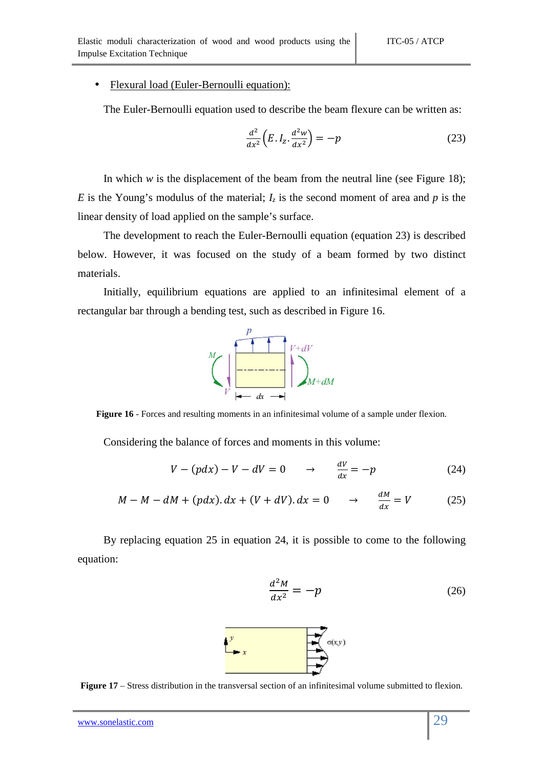- <u>Flexural load (Euler-Bernoulli equation):</u>

The Euler-Bernoulli equation used to describe the beam flexure can be written as:

$$\frac{d^2}{dx^2}\left(E.I_z.\frac{d^2w}{dx^2}\right) = -p \tag{23}$$

In which $w$ is the displacement of the beam from the neutral line (see Figure 18); $E$ is the Young's modulus of the material; $I_z$ is the second moment of area and $p$ is the linear density of load applied on the sample's surface.

The development to reach the Euler-Bernoulli equation (equation 23) is described below. However, it was focused on the study of a beam formed by two distinct materials.

Initially, equilibrium equations are applied to an infinitesimal element of a rectangular bar through a bending test, such as described in Figure 16.

**Figure 16** - Forces and resulting moments in an infinitesimal volume of a sample under flexion.

Considering the balance of forces and moments in this volume:

$$V - (pdx) - V - dV = 0 \quad \rightarrow \quad \frac{dV}{dx} = -p \tag{24}$$

$$M - M - dM + (pdx).dx + (V + dV).dx = 0 \quad \rightarrow \quad \frac{dM}{dx} = V \tag{25}$$

By replacing equation 25 in equation 24, it is possible to come to the following equation:

$$\frac{d^2M}{dx^2} = -p \tag{26}$$

**Figure 17** – Stress distribution in the transversal section of an infinitesimal volume submitted to flexion.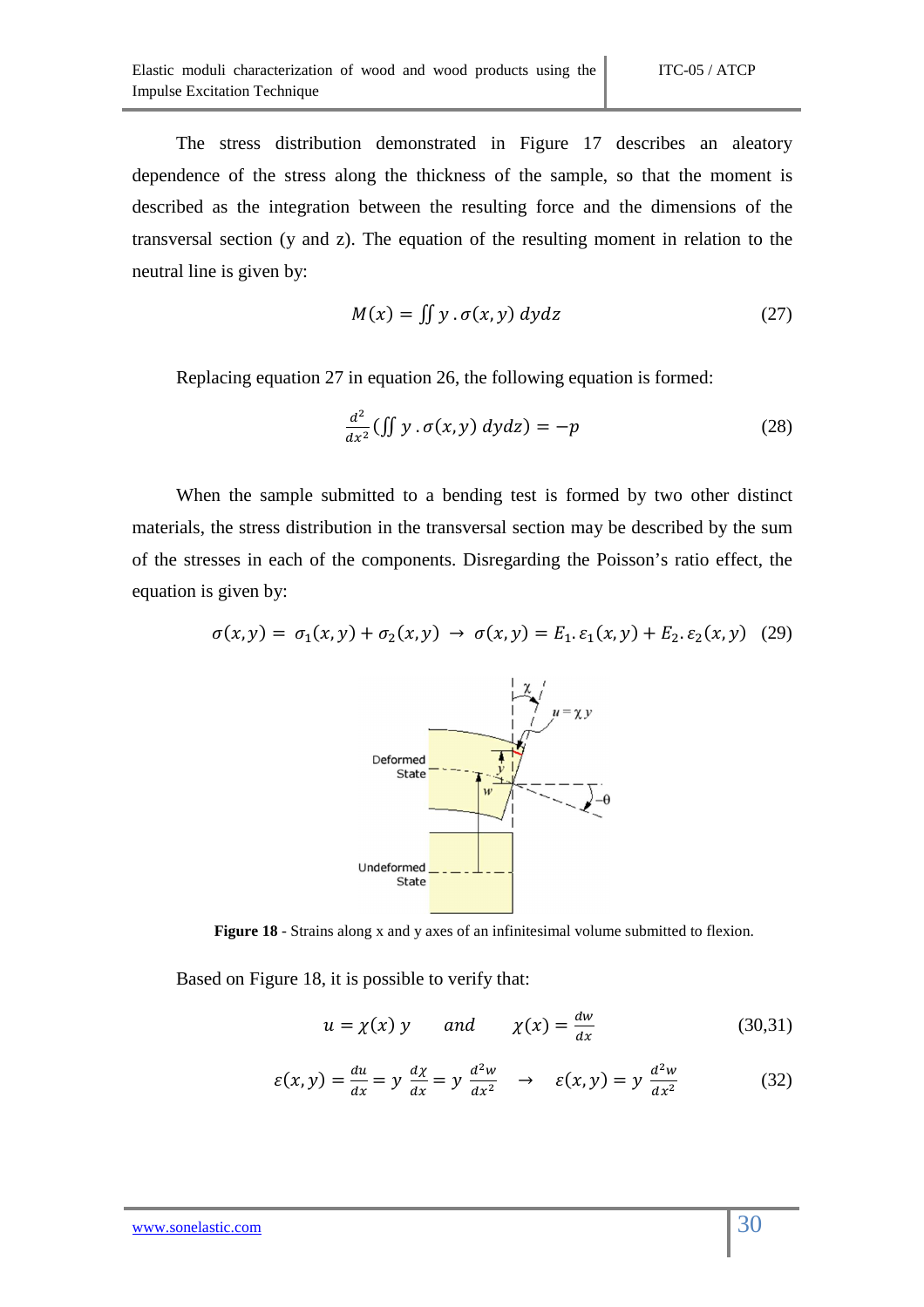The stress distribution demonstrated in Figure 17 describes an aleatory dependence of the stress along the thickness of the sample, so that the moment is described as the integration between the resulting force and the dimensions of the transversal section (y and z). The equation of the resulting moment in relation to the neutral line is given by:

$$M(x) = \iint y\,.\,\sigma(x,y)\;dydz \tag{27}$$

Replacing equation 27 in equation 26, the following equation is formed:

$$\frac{d^2}{dx^2}\left(\iint y\,.\,\sigma(x,y)\;dydz\right) = -p \tag{28}$$

When the sample submitted to a bending test is formed by two other distinct materials, the stress distribution in the transversal section may be described by the sum of the stresses in each of the components. Disregarding the Poisson's ratio effect, the equation is given by:

$$\sigma(x,y) = \sigma_1(x,y) + \sigma_2(x,y) \;\rightarrow\; \sigma(x,y) = E_1.\,\varepsilon_1(x,y) + E_2.\,\varepsilon_2(x,y) \tag{29}$$

**Figure 18** - Strains along x and y axes of an infinitesimal volume submitted to flexion.

Based on Figure 18, it is possible to verify that:

$$u = \chi(x)\,y \qquad and \qquad \chi(x) = \frac{dw}{dx} \tag{30,31}$$

$$\varepsilon(x,y) = \frac{du}{dx} = y\,\frac{d\chi}{dx} = y\,\frac{d^2w}{dx^2} \;\rightarrow\; \varepsilon(x,y) = y\,\frac{d^2w}{dx^2} \tag{32}$$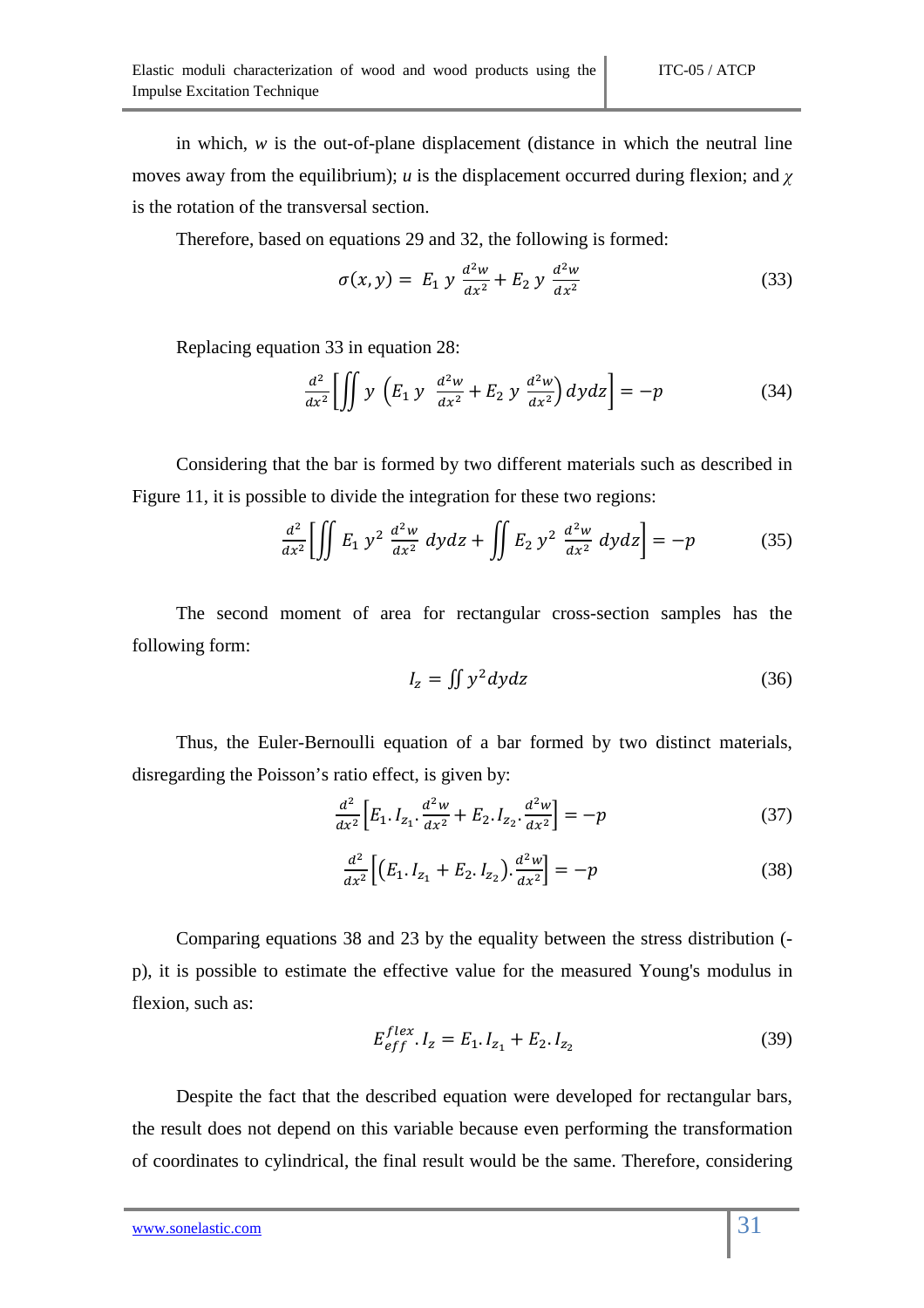in which, $w$ is the out-of-plane displacement (distance in which the neutral line moves away from the equilibrium); $u$ is the displacement occurred during flexion; and $\chi$ is the rotation of the transversal section.

Therefore, based on equations 29 and 32, the following is formed:

$$\sigma(x,y) = E_1\, y\, \frac{d^2w}{dx^2} + E_2\, y\, \frac{d^2w}{dx^2} \tag{33}$$

Replacing equation 33 in equation 28:

$$\frac{d^2}{dx^2}\left[\iint y\, \left(E_1\, y\, \frac{d^2w}{dx^2} + E_2\, y\, \frac{d^2w}{dx^2}\right) dydz\right] = -p \tag{34}$$

Considering that the bar is formed by two different materials such as described in Figure 11, it is possible to divide the integration for these two regions:

$$\frac{d^2}{dx^2}\left[\iint E_1\, y^2\, \frac{d^2w}{dx^2}\, dydz + \iint E_2\, y^2\, \frac{d^2w}{dx^2}\, dydz\right] = -p \tag{35}$$

The second moment of area for rectangular cross-section samples has the following form:

$$I_z = \iint y^2 dydz \tag{36}$$

Thus, the Euler-Bernoulli equation of a bar formed by two distinct materials, disregarding the Poisson's ratio effect, is given by:

$$\frac{d^2}{dx^2}\left[E_1.I_{z_1}.\frac{d^2w}{dx^2} + E_2.I_{z_2}.\frac{d^2w}{dx^2}\right] = -p \tag{37}$$

$$\frac{d^2}{dx^2}\left[\left(E_1.I_{z_1} + E_2.I_{z_2}\right).\frac{d^2w}{dx^2}\right] = -p \tag{38}$$

Comparing equations 38 and 23 by the equality between the stress distribution (-p), it is possible to estimate the effective value for the measured Young's modulus in flexion, such as:

$$E_{eff}^{flex}.I_z = E_1.I_{z_1} + E_2.I_{z_2} \tag{39}$$

Despite the fact that the described equation were developed for rectangular bars, the result does not depend on this variable because even performing the transformation of coordinates to cylindrical, the final result would be the same. Therefore, considering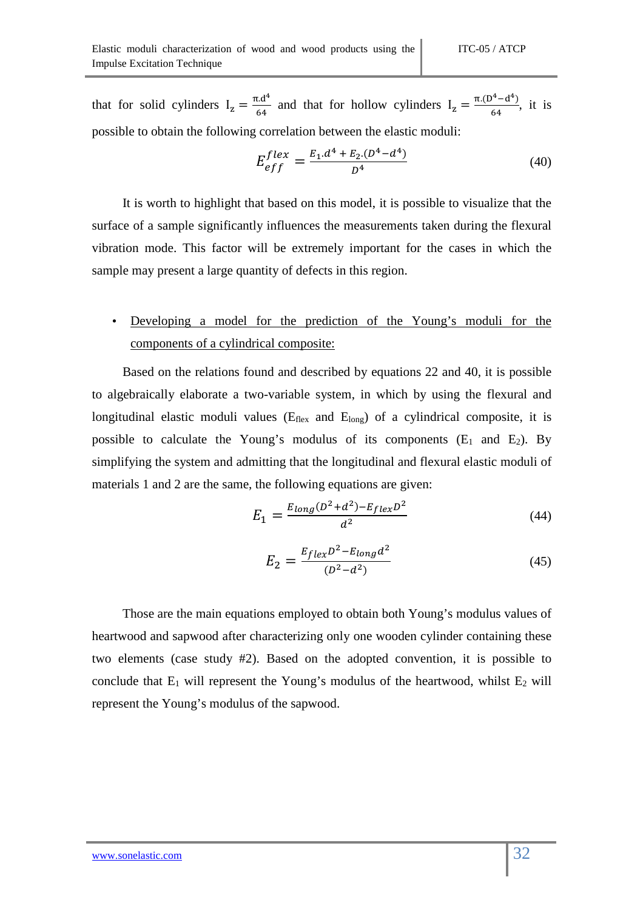that for solid cylinders $I_z = \frac{\pi . d^4}{64}$ and that for hollow cylinders $I_z = \frac{\pi . (D^4 - d^4)}{64}$, it is possible to obtain the following correlation between the elastic moduli:

$$E_{eff}^{flex} = \frac{E_1 . d^4 + E_2 . (D^4 - d^4)}{D^4} \tag{40}$$

It is worth to highlight that based on this model, it is possible to visualize that the surface of a sample significantly influences the measurements taken during the flexural vibration mode. This factor will be extremely important for the cases in which the sample may present a large quantity of defects in this region.

- Developing a model for the prediction of the Young's moduli for the components of a cylindrical composite:

Based on the relations found and described by equations 22 and 40, it is possible to algebraically elaborate a two-variable system, in which by using the flexural and longitudinal elastic moduli values ($E_{flex}$ and $E_{long}$) of a cylindrical composite, it is possible to calculate the Young's modulus of its components ($E_1$ and $E_2$). By simplifying the system and admitting that the longitudinal and flexural elastic moduli of materials 1 and 2 are the same, the following equations are given:

$$E_1 = \frac{E_{long}(D^2 + d^2) - E_{flex} D^2}{d^2} \tag{44}$$

$$E_2 = \frac{E_{flex} D^2 - E_{long} d^2}{(D^2 - d^2)} \tag{45}$$

Those are the main equations employed to obtain both Young's modulus values of heartwood and sapwood after characterizing only one wooden cylinder containing these two elements (case study #2). Based on the adopted convention, it is possible to conclude that $E_1$ will represent the Young's modulus of the heartwood, whilst $E_2$ will represent the Young's modulus of the sapwood.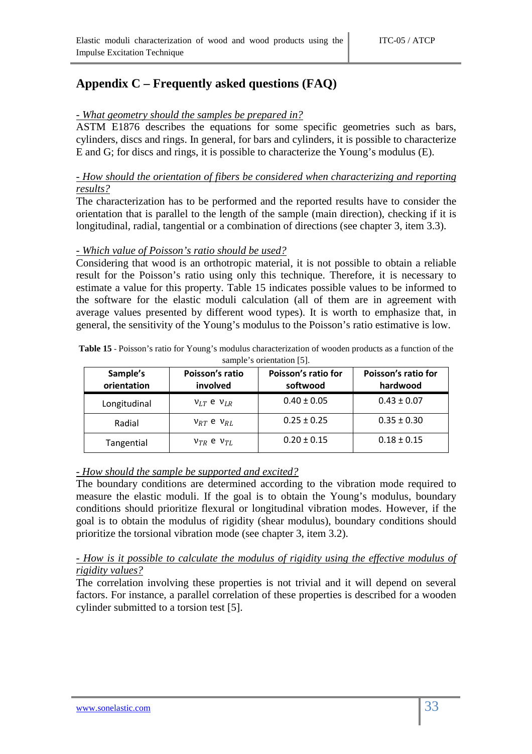# Appendix C – Frequently asked questions (FAQ)

*- What geometry should the samples be prepared in?*

ASTM E1876 describes the equations for some specific geometries such as bars, cylinders, discs and rings. In general, for bars and cylinders, it is possible to characterize E and G; for discs and rings, it is possible to characterize the Young's modulus (E).

*- How should the orientation of fibers be considered when characterizing and reporting results?*

The characterization has to be performed and the reported results have to consider the orientation that is parallel to the length of the sample (main direction), checking if it is longitudinal, radial, tangential or a combination of directions (see chapter 3, item 3.3).

*- Which value of Poisson's ratio should be used?*

Considering that wood is an orthotropic material, it is not possible to obtain a reliable result for the Poisson's ratio using only this technique. Therefore, it is necessary to estimate a value for this property. Table 15 indicates possible values to be informed to the software for the elastic moduli calculation (all of them are in agreement with average values presented by different wood types). It is worth to emphasize that, in general, the sensitivity of the Young's modulus to the Poisson's ratio estimative is low.

**Table 15** - Poisson's ratio for Young's modulus characterization of wooden products as a function of the sample's orientation [5].

| Sample's orientation | Poisson's ratio involved | Poisson's ratio for softwood | Poisson's ratio for hardwood |
|---|---|---|---|
| Longitudinal | $\nu_{LT}$ e $\nu_{LR}$ | 0.40 ± 0.05 | 0.43 ± 0.07 |
| Radial | $\nu_{RT}$ e $\nu_{RL}$ | 0.25 ± 0.25 | 0.35 ± 0.30 |
| Tangential | $\nu_{TR}$ e $\nu_{TL}$ | 0.20 ± 0.15 | 0.18 ± 0.15 |

*- How should the sample be supported and excited?*

The boundary conditions are determined according to the vibration mode required to measure the elastic moduli. If the goal is to obtain the Young's modulus, boundary conditions should prioritize flexural or longitudinal vibration modes. However, if the goal is to obtain the modulus of rigidity (shear modulus), boundary conditions should prioritize the torsional vibration mode (see chapter 3, item 3.2).

*- How is it possible to calculate the modulus of rigidity using the effective modulus of rigidity values?*

The correlation involving these properties is not trivial and it will depend on several factors. For instance, a parallel correlation of these properties is described for a wooden cylinder submitted to a torsion test [5].